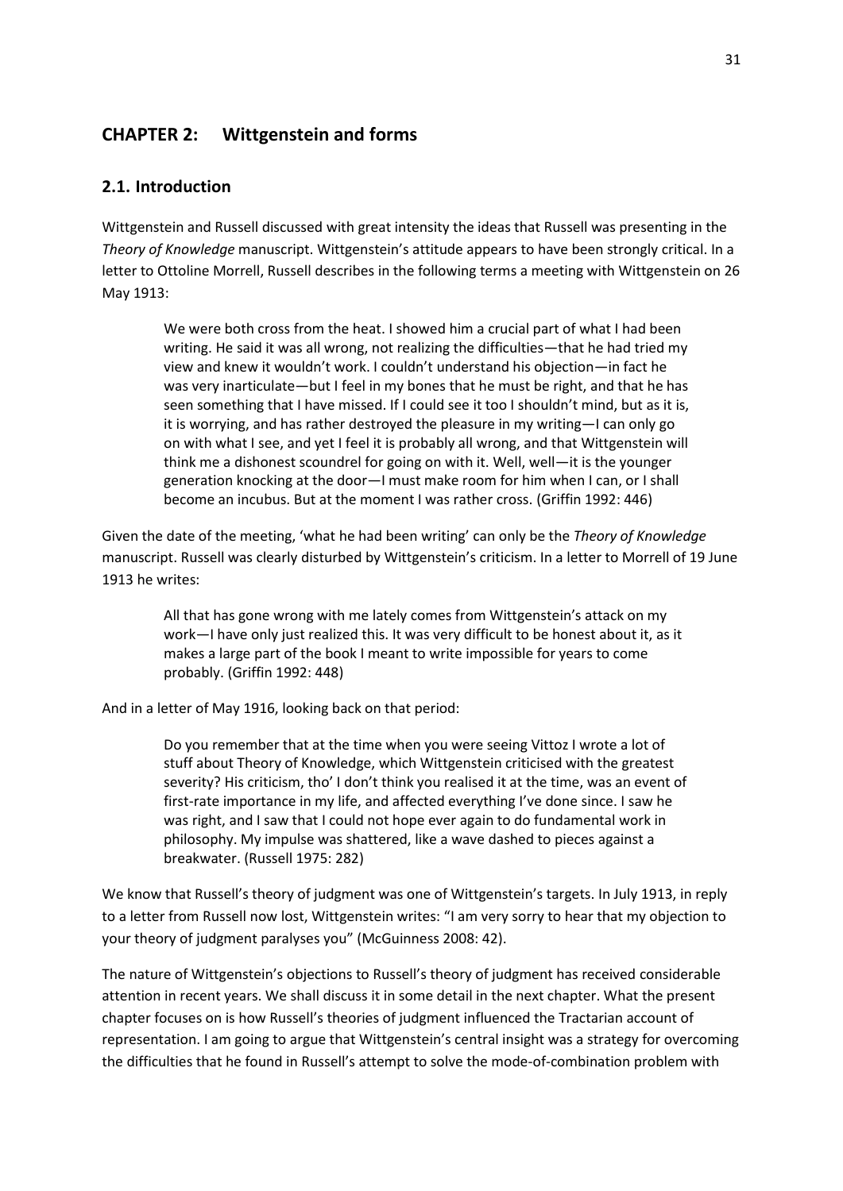# CHAPTER 2: Wittgenstein and forms

## 2.1. Introduction

Wittgenstein and Russell discussed with great intensity the ideas that Russell was presenting in the *Theory of Knowledge* manuscript. Wittgenstein's attitude appears to have been strongly critical. In a letter to Ottoline Morrell, Russell describes in the following terms a meeting with Wittgenstein on 26 May 1913:

> We were both cross from the heat. I showed him a crucial part of what I had been writing. He said it was all wrong, not realizing the difficulties—that he had tried my view and knew it wouldn't work. I couldn't understand his objection—in fact he was very inarticulate—but I feel in my bones that he must be right, and that he has seen something that I have missed. If I could see it too I shouldn't mind, but as it is, it is worrying, and has rather destroyed the pleasure in my writing—I can only go on with what I see, and yet I feel it is probably all wrong, and that Wittgenstein will think me a dishonest scoundrel for going on with it. Well, well—it is the younger generation knocking at the door—I must make room for him when I can, or I shall become an incubus. But at the moment I was rather cross. (Griffin 1992: 446)

Given the date of the meeting, 'what he had been writing' can only be the *Theory of Knowledge* manuscript. Russell was clearly disturbed by Wittgenstein's criticism. In a letter to Morrell of 19 June 1913 he writes:

> All that has gone wrong with me lately comes from Wittgenstein's attack on my work—I have only just realized this. It was very difficult to be honest about it, as it makes a large part of the book I meant to write impossible for years to come probably. (Griffin 1992: 448)

And in a letter of May 1916, looking back on that period:

> Do you remember that at the time when you were seeing Vittoz I wrote a lot of stuff about Theory of Knowledge, which Wittgenstein criticised with the greatest severity? His criticism, tho' I don't think you realised it at the time, was an event of first-rate importance in my life, and affected everything I've done since. I saw he was right, and I saw that I could not hope ever again to do fundamental work in philosophy. My impulse was shattered, like a wave dashed to pieces against a breakwater. (Russell 1975: 282)

We know that Russell's theory of judgment was one of Wittgenstein's targets. In July 1913, in reply to a letter from Russell now lost, Wittgenstein writes: "I am very sorry to hear that my objection to your theory of judgment paralyses you" (McGuinness 2008: 42).

The nature of Wittgenstein's objections to Russell's theory of judgment has received considerable attention in recent years. We shall discuss it in some detail in the next chapter. What the present chapter focuses on is how Russell's theories of judgment influenced the Tractarian account of representation. I am going to argue that Wittgenstein's central insight was a strategy for overcoming the difficulties that he found in Russell's attempt to solve the mode-of-combination problem with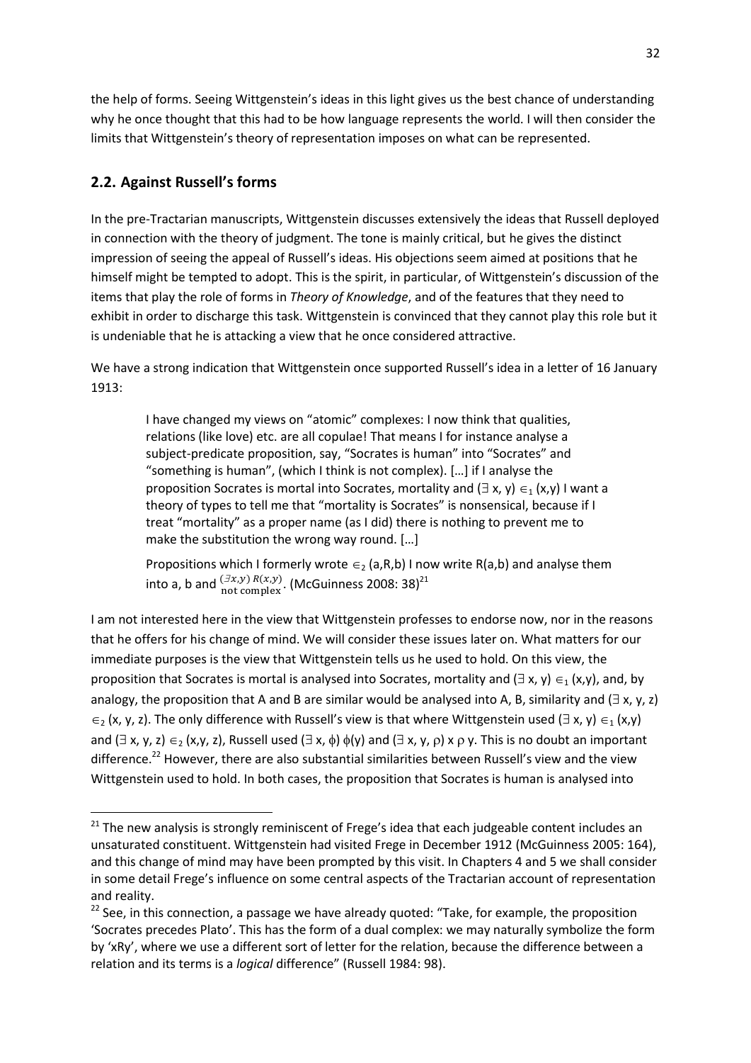the help of forms. Seeing Wittgenstein's ideas in this light gives us the best chance of understanding why he once thought that this had to be how language represents the world. I will then consider the limits that Wittgenstein's theory of representation imposes on what can be represented.

## 2.2. Against Russell's forms

In the pre-Tractarian manuscripts, Wittgenstein discusses extensively the ideas that Russell deployed in connection with the theory of judgment. The tone is mainly critical, but he gives the distinct impression of seeing the appeal of Russell's ideas. His objections seem aimed at positions that he himself might be tempted to adopt. This is the spirit, in particular, of Wittgenstein's discussion of the items that play the role of forms in *Theory of Knowledge*, and of the features that they need to exhibit in order to discharge this task. Wittgenstein is convinced that they cannot play this role but it is undeniable that he is attacking a view that he once considered attractive.

We have a strong indication that Wittgenstein once supported Russell's idea in a letter of 16 January 1913:

> I have changed my views on "atomic" complexes: I now think that qualities, relations (like love) etc. are all copulae! That means I for instance analyse a subject-predicate proposition, say, "Socrates is human" into "Socrates" and "something is human", (which I think is not complex). […] if I analyse the proposition Socrates is mortal into Socrates, mortality and $(\exists$ x, y$) \in_1$ (x,y) I want a theory of types to tell me that "mortality is Socrates" is nonsensical, because if I treat "mortality" as a proper name (as I did) there is nothing to prevent me to make the substitution the wrong way round. […]
>
> Propositions which I formerly wrote $\in_2$ (a,R,b) I now write R(a,b) and analyse them into a, b and $\frac{(\exists x,y)\, R(x,y)}{\text{not complex}}$. (McGuinness 2008: 38)[21]

I am not interested here in the view that Wittgenstein professes to endorse now, nor in the reasons that he offers for his change of mind. We will consider these issues later on. What matters for our immediate purposes is the view that Wittgenstein tells us he used to hold. On this view, the proposition that Socrates is mortal is analysed into Socrates, mortality and $(\exists$ x, y$) \in_1$ (x,y), and, by analogy, the proposition that A and B are similar would be analysed into A, B, similarity and $(\exists$ x, y, z$)$ $\in_2$ (x, y, z). The only difference with Russell's view is that where Wittgenstein used $(\exists$ x, y$) \in_1$ (x,y) and $(\exists$ x, y, z$) \in_2$ (x,y, z), Russell used $(\exists$ x, $\phi)$ $\phi$(y) and $(\exists$ x, y, $\rho)$ x $\rho$ y. This is no doubt an important difference.[22] However, there are also substantial similarities between Russell's view and the view Wittgenstein used to hold. In both cases, the proposition that Socrates is human is analysed into

[21] The new analysis is strongly reminiscent of Frege's idea that each judgeable content includes an unsaturated constituent. Wittgenstein had visited Frege in December 1912 (McGuinness 2005: 164), and this change of mind may have been prompted by this visit. In Chapters 4 and 5 we shall consider in some detail Frege's influence on some central aspects of the Tractarian account of representation and reality.

[22] See, in this connection, a passage we have already quoted: "Take, for example, the proposition 'Socrates precedes Plato'. This has the form of a dual complex: we may naturally symbolize the form by 'xRy', where we use a different sort of letter for the relation, because the difference between a relation and its terms is a *logical* difference" (Russell 1984: 98).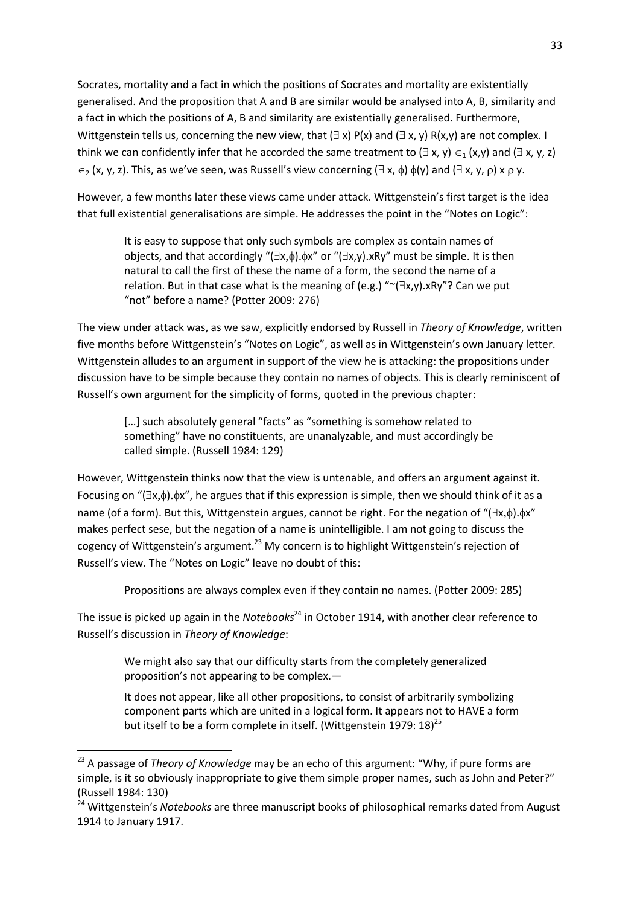Socrates, mortality and a fact in which the positions of Socrates and mortality are existentially generalised. And the proposition that A and B are similar would be analysed into A, B, similarity and a fact in which the positions of A, B and similarity are existentially generalised. Furthermore, Wittgenstein tells us, concerning the new view, that $(\exists x)\, P(x)$ and $(\exists x, y)\, R(x,y)$ are not complex. I think we can confidently infer that he accorded the same treatment to $(\exists x, y) \in_1 (x,y)$ and $(\exists x, y, z) \in_2 (x, y, z)$. This, as we've seen, was Russell's view concerning $(\exists x, \phi)\, \phi(y)$ and $(\exists x, y, \rho)\, x\, \rho\, y$.

However, a few months later these views came under attack. Wittgenstein's first target is the idea that full existential generalisations are simple. He addresses the point in the "Notes on Logic":

> It is easy to suppose that only such symbols are complex as contain names of objects, and that accordingly "(∃x,ϕ).ϕx" or "(∃x,y).xRy" must be simple. It is then natural to call the first of these the name of a form, the second the name of a relation. But in that case what is the meaning of (e.g.) "~(∃x,y).xRy"? Can we put "not" before a name? (Potter 2009: 276)

The view under attack was, as we saw, explicitly endorsed by Russell in *Theory of Knowledge*, written five months before Wittgenstein's "Notes on Logic", as well as in Wittgenstein's own January letter. Wittgenstein alludes to an argument in support of the view he is attacking: the propositions under discussion have to be simple because they contain no names of objects. This is clearly reminiscent of Russell's own argument for the simplicity of forms, quoted in the previous chapter:

> […] such absolutely general "facts" as "something is somehow related to something" have no constituents, are unanalyzable, and must accordingly be called simple. (Russell 1984: 129)

However, Wittgenstein thinks now that the view is untenable, and offers an argument against it. Focusing on "(∃x,ϕ).ϕx", he argues that if this expression is simple, then we should think of it as a name (of a form). But this, Wittgenstein argues, cannot be right. For the negation of "(∃x,ϕ).ϕx" makes perfect sese, but the negation of a name is unintelligible. I am not going to discuss the cogency of Wittgenstein's argument.[23] My concern is to highlight Wittgenstein's rejection of Russell's view. The "Notes on Logic" leave no doubt of this:

> Propositions are always complex even if they contain no names. (Potter 2009: 285)

The issue is picked up again in the *Notebooks*[24] in October 1914, with another clear reference to Russell's discussion in *Theory of Knowledge*:

> We might also say that our difficulty starts from the completely generalized proposition's not appearing to be complex.—
>
> It does not appear, like all other propositions, to consist of arbitrarily symbolizing component parts which are united in a logical form. It appears not to HAVE a form but itself to be a form complete in itself. (Wittgenstein 1979: 18)[25]

---

[23] A passage of *Theory of Knowledge* may be an echo of this argument: "Why, if pure forms are simple, is it so obviously inappropriate to give them simple proper names, such as John and Peter?" (Russell 1984: 130)

[24] Wittgenstein's *Notebooks* are three manuscript books of philosophical remarks dated from August 1914 to January 1917.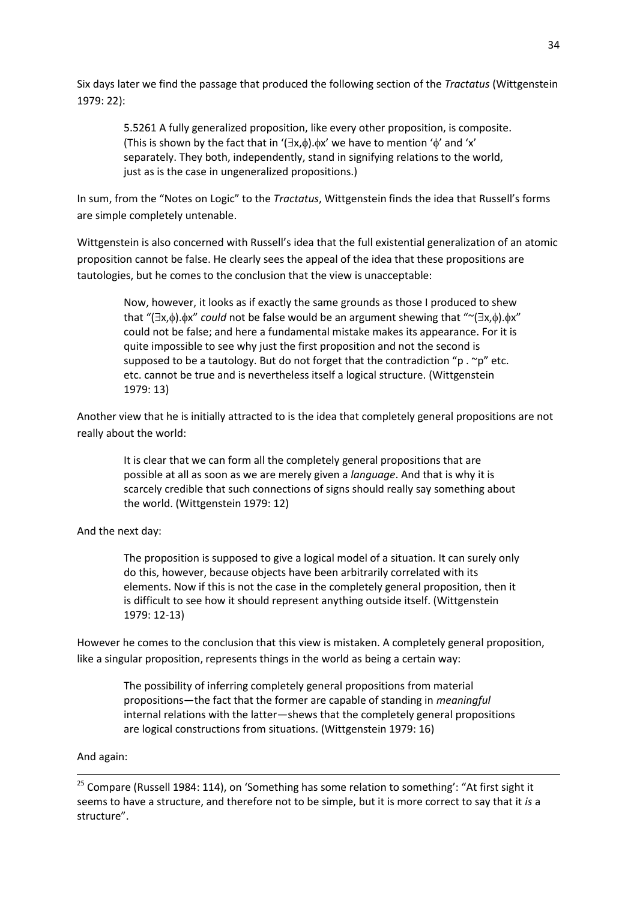Six days later we find the passage that produced the following section of the *Tractatus* (Wittgenstein 1979: 22):

> 5.5261 A fully generalized proposition, like every other proposition, is composite. (This is shown by the fact that in '(∃x,ϕ).ϕx' we have to mention 'ϕ' and 'x' separately. They both, independently, stand in signifying relations to the world, just as is the case in ungeneralized propositions.)

In sum, from the "Notes on Logic" to the *Tractatus*, Wittgenstein finds the idea that Russell's forms are simple completely untenable.

Wittgenstein is also concerned with Russell's idea that the full existential generalization of an atomic proposition cannot be false. He clearly sees the appeal of the idea that these propositions are tautologies, but he comes to the conclusion that the view is unacceptable:

> Now, however, it looks as if exactly the same grounds as those I produced to shew that "(∃x,ϕ).ϕx" *could* not be false would be an argument shewing that "~(∃x,ϕ).ϕx" could not be false; and here a fundamental mistake makes its appearance. For it is quite impossible to see why just the first proposition and not the second is supposed to be a tautology. But do not forget that the contradiction "p . ~p" etc. etc. cannot be true and is nevertheless itself a logical structure. (Wittgenstein 1979: 13)

Another view that he is initially attracted to is the idea that completely general propositions are not really about the world:

> It is clear that we can form all the completely general propositions that are possible at all as soon as we are merely given a *language*. And that is why it is scarcely credible that such connections of signs should really say something about the world. (Wittgenstein 1979: 12)

And the next day:

> The proposition is supposed to give a logical model of a situation. It can surely only do this, however, because objects have been arbitrarily correlated with its elements. Now if this is not the case in the completely general proposition, then it is difficult to see how it should represent anything outside itself. (Wittgenstein 1979: 12-13)

However he comes to the conclusion that this view is mistaken. A completely general proposition, like a singular proposition, represents things in the world as being a certain way:

> The possibility of inferring completely general propositions from material propositions—the fact that the former are capable of standing in *meaningful* internal relations with the latter—shews that the completely general propositions are logical constructions from situations. (Wittgenstein 1979: 16)

And again:

---

[25] Compare (Russell 1984: 114), on 'Something has some relation to something': "At first sight it seems to have a structure, and therefore not to be simple, but it is more correct to say that it *is* a structure".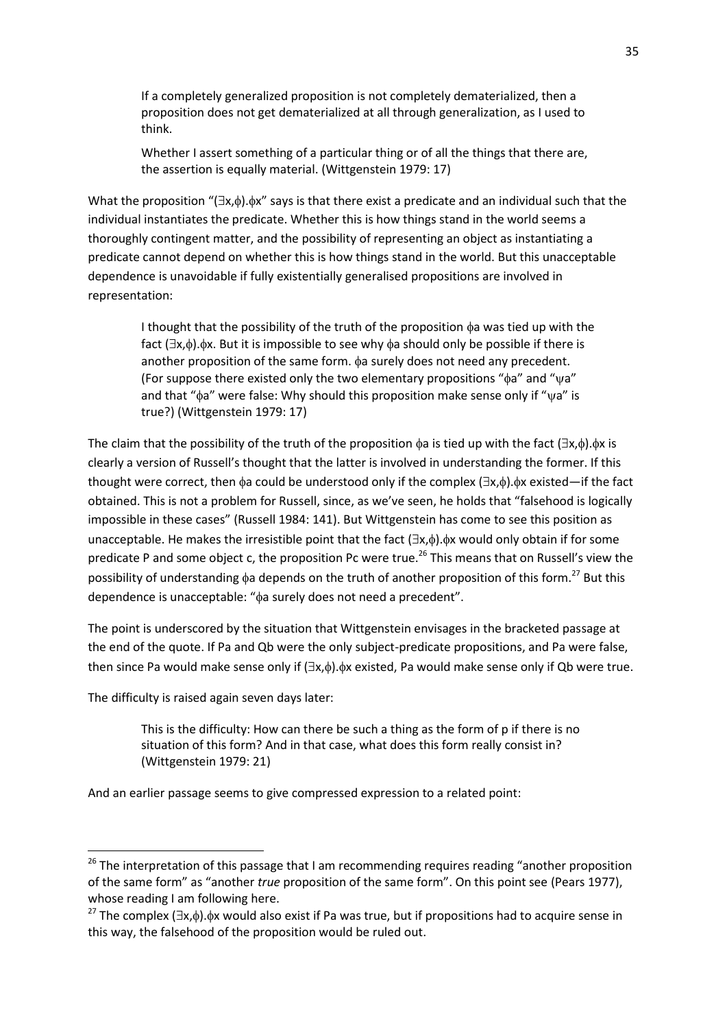> If a completely generalized proposition is not completely dematerialized, then a proposition does not get dematerialized at all through generalization, as I used to think.
>
> Whether I assert something of a particular thing or of all the things that there are, the assertion is equally material. (Wittgenstein 1979: 17)

What the proposition "$(\exists x,\phi).\phi x$" says is that there exist a predicate and an individual such that the individual instantiates the predicate. Whether this is how things stand in the world seems a thoroughly contingent matter, and the possibility of representing an object as instantiating a predicate cannot depend on whether this is how things stand in the world. But this unacceptable dependence is unavoidable if fully existentially generalised propositions are involved in representation:

> I thought that the possibility of the truth of the proposition $\phi a$ was tied up with the fact $(\exists x,\phi).\phi x$. But it is impossible to see why $\phi a$ should only be possible if there is another proposition of the same form. $\phi a$ surely does not need any precedent. (For suppose there existed only the two elementary propositions "$\phi a$" and "$\psi a$" and that "$\phi a$" were false: Why should this proposition make sense only if "$\psi a$" is true?) (Wittgenstein 1979: 17)

The claim that the possibility of the truth of the proposition $\phi a$ is tied up with the fact $(\exists x,\phi).\phi x$ is clearly a version of Russell's thought that the latter is involved in understanding the former. If this thought were correct, then $\phi a$ could be understood only if the complex $(\exists x,\phi).\phi x$ existed—if the fact obtained. This is not a problem for Russell, since, as we've seen, he holds that "falsehood is logically impossible in these cases" (Russell 1984: 141). But Wittgenstein has come to see this position as unacceptable. He makes the irresistible point that the fact $(\exists x,\phi).\phi x$ would only obtain if for some predicate P and some object c, the proposition Pc were true.[26] This means that on Russell's view the possibility of understanding $\phi a$ depends on the truth of another proposition of this form.[27] But this dependence is unacceptable: "$\phi a$ surely does not need a precedent".

The point is underscored by the situation that Wittgenstein envisages in the bracketed passage at the end of the quote. If Pa and Qb were the only subject-predicate propositions, and Pa were false, then since Pa would make sense only if $(\exists x,\phi).\phi x$ existed, Pa would make sense only if Qb were true.

The difficulty is raised again seven days later:

> This is the difficulty: How can there be such a thing as the form of p if there is no situation of this form? And in that case, what does this form really consist in? (Wittgenstein 1979: 21)

And an earlier passage seems to give compressed expression to a related point:

---

[26] The interpretation of this passage that I am recommending requires reading "another proposition of the same form" as "another *true* proposition of the same form". On this point see (Pears 1977), whose reading I am following here.

[27] The complex $(\exists x,\phi).\phi x$ would also exist if Pa was true, but if propositions had to acquire sense in this way, the falsehood of the proposition would be ruled out.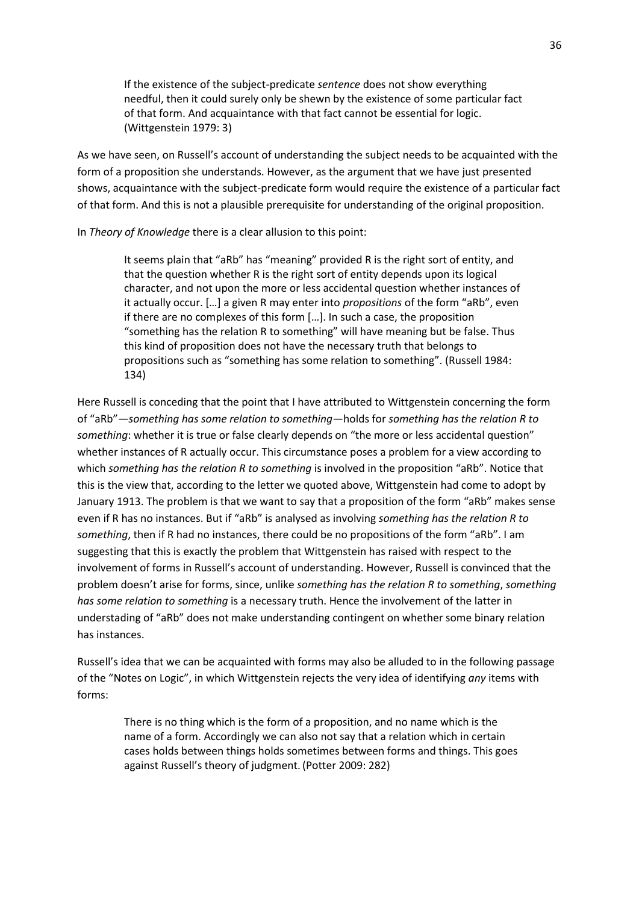> If the existence of the subject-predicate *sentence* does not show everything needful, then it could surely only be shewn by the existence of some particular fact of that form. And acquaintance with that fact cannot be essential for logic. (Wittgenstein 1979: 3)

As we have seen, on Russell's account of understanding the subject needs to be acquainted with the form of a proposition she understands. However, as the argument that we have just presented shows, acquaintance with the subject-predicate form would require the existence of a particular fact of that form. And this is not a plausible prerequisite for understanding of the original proposition.

In *Theory of Knowledge* there is a clear allusion to this point:

> It seems plain that "aRb" has "meaning" provided R is the right sort of entity, and that the question whether R is the right sort of entity depends upon its logical character, and not upon the more or less accidental question whether instances of it actually occur. […] a given R may enter into *propositions* of the form "aRb", even if there are no complexes of this form […]. In such a case, the proposition "something has the relation R to something" will have meaning but be false. Thus this kind of proposition does not have the necessary truth that belongs to propositions such as "something has some relation to something". (Russell 1984: 134)

Here Russell is conceding that the point that I have attributed to Wittgenstein concerning the form of "aRb"—*something has some relation to something*—holds for *something has the relation R to something*: whether it is true or false clearly depends on "the more or less accidental question" whether instances of R actually occur. This circumstance poses a problem for a view according to which *something has the relation R to something* is involved in the proposition "aRb". Notice that this is the view that, according to the letter we quoted above, Wittgenstein had come to adopt by January 1913. The problem is that we want to say that a proposition of the form "aRb" makes sense even if R has no instances. But if "aRb" is analysed as involving *something has the relation R to something*, then if R had no instances, there could be no propositions of the form "aRb". I am suggesting that this is exactly the problem that Wittgenstein has raised with respect to the involvement of forms in Russell's account of understanding. However, Russell is convinced that the problem doesn't arise for forms, since, unlike *something has the relation R to something*, *something has some relation to something* is a necessary truth. Hence the involvement of the latter in understading of "aRb" does not make understanding contingent on whether some binary relation has instances.

Russell's idea that we can be acquainted with forms may also be alluded to in the following passage of the "Notes on Logic", in which Wittgenstein rejects the very idea of identifying *any* items with forms:

> There is no thing which is the form of a proposition, and no name which is the name of a form. Accordingly we can also not say that a relation which in certain cases holds between things holds sometimes between forms and things. This goes against Russell's theory of judgment. (Potter 2009: 282)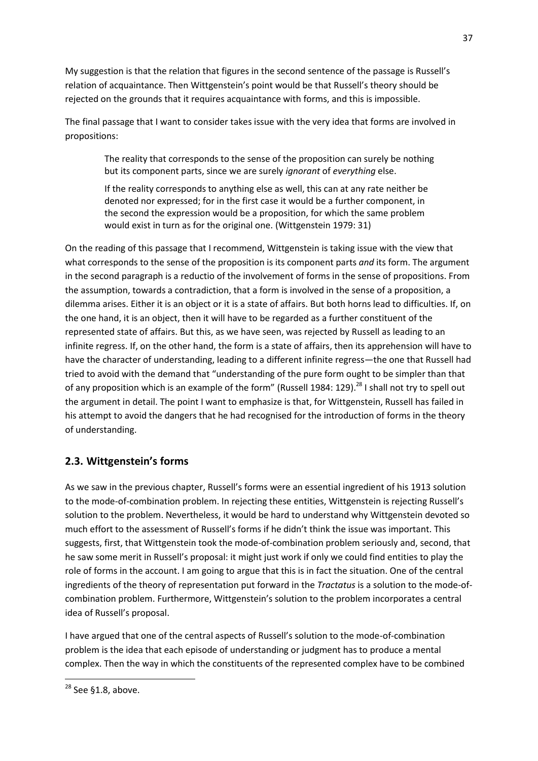My suggestion is that the relation that figures in the second sentence of the passage is Russell's relation of acquaintance. Then Wittgenstein's point would be that Russell's theory should be rejected on the grounds that it requires acquaintance with forms, and this is impossible.

The final passage that I want to consider takes issue with the very idea that forms are involved in propositions:

> The reality that corresponds to the sense of the proposition can surely be nothing but its component parts, since we are surely *ignorant* of *everything* else.
>
> If the reality corresponds to anything else as well, this can at any rate neither be denoted nor expressed; for in the first case it would be a further component, in the second the expression would be a proposition, for which the same problem would exist in turn as for the original one. (Wittgenstein 1979: 31)

On the reading of this passage that I recommend, Wittgenstein is taking issue with the view that what corresponds to the sense of the proposition is its component parts *and* its form. The argument in the second paragraph is a reductio of the involvement of forms in the sense of propositions. From the assumption, towards a contradiction, that a form is involved in the sense of a proposition, a dilemma arises. Either it is an object or it is a state of affairs. But both horns lead to difficulties. If, on the one hand, it is an object, then it will have to be regarded as a further constituent of the represented state of affairs. But this, as we have seen, was rejected by Russell as leading to an infinite regress. If, on the other hand, the form is a state of affairs, then its apprehension will have to have the character of understanding, leading to a different infinite regress—the one that Russell had tried to avoid with the demand that "understanding of the pure form ought to be simpler than that of any proposition which is an example of the form" (Russell 1984: 129).[28] I shall not try to spell out the argument in detail. The point I want to emphasize is that, for Wittgenstein, Russell has failed in his attempt to avoid the dangers that he had recognised for the introduction of forms in the theory of understanding.

## 2.3. Wittgenstein's forms

As we saw in the previous chapter, Russell's forms were an essential ingredient of his 1913 solution to the mode-of-combination problem. In rejecting these entities, Wittgenstein is rejecting Russell's solution to the problem. Nevertheless, it would be hard to understand why Wittgenstein devoted so much effort to the assessment of Russell's forms if he didn't think the issue was important. This suggests, first, that Wittgenstein took the mode-of-combination problem seriously and, second, that he saw some merit in Russell's proposal: it might just work if only we could find entities to play the role of forms in the account. I am going to argue that this is in fact the situation. One of the central ingredients of the theory of representation put forward in the *Tractatus* is a solution to the mode-of-combination problem. Furthermore, Wittgenstein's solution to the problem incorporates a central idea of Russell's proposal.

I have argued that one of the central aspects of Russell's solution to the mode-of-combination problem is the idea that each episode of understanding or judgment has to produce a mental complex. Then the way in which the constituents of the represented complex have to be combined

[28] See §1.8, above.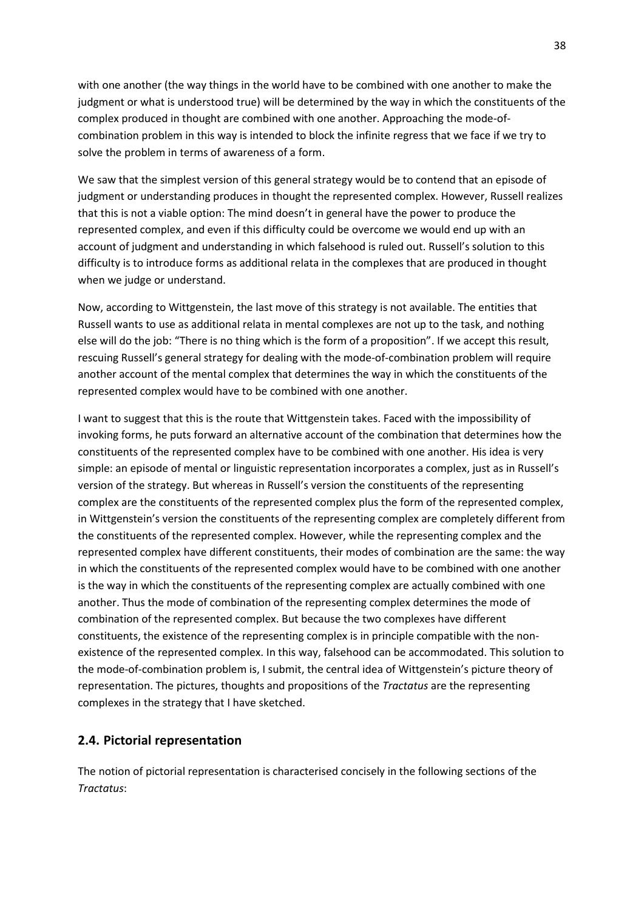with one another (the way things in the world have to be combined with one another to make the judgment or what is understood true) will be determined by the way in which the constituents of the complex produced in thought are combined with one another. Approaching the mode-of-combination problem in this way is intended to block the infinite regress that we face if we try to solve the problem in terms of awareness of a form.

We saw that the simplest version of this general strategy would be to contend that an episode of judgment or understanding produces in thought the represented complex. However, Russell realizes that this is not a viable option: The mind doesn't in general have the power to produce the represented complex, and even if this difficulty could be overcome we would end up with an account of judgment and understanding in which falsehood is ruled out. Russell's solution to this difficulty is to introduce forms as additional relata in the complexes that are produced in thought when we judge or understand.

Now, according to Wittgenstein, the last move of this strategy is not available. The entities that Russell wants to use as additional relata in mental complexes are not up to the task, and nothing else will do the job: "There is no thing which is the form of a proposition". If we accept this result, rescuing Russell's general strategy for dealing with the mode-of-combination problem will require another account of the mental complex that determines the way in which the constituents of the represented complex would have to be combined with one another.

I want to suggest that this is the route that Wittgenstein takes. Faced with the impossibility of invoking forms, he puts forward an alternative account of the combination that determines how the constituents of the represented complex have to be combined with one another. His idea is very simple: an episode of mental or linguistic representation incorporates a complex, just as in Russell's version of the strategy. But whereas in Russell's version the constituents of the representing complex are the constituents of the represented complex plus the form of the represented complex, in Wittgenstein's version the constituents of the representing complex are completely different from the constituents of the represented complex. However, while the representing complex and the represented complex have different constituents, their modes of combination are the same: the way in which the constituents of the represented complex would have to be combined with one another is the way in which the constituents of the representing complex are actually combined with one another. Thus the mode of combination of the representing complex determines the mode of combination of the represented complex. But because the two complexes have different constituents, the existence of the representing complex is in principle compatible with the non-existence of the represented complex. In this way, falsehood can be accommodated. This solution to the mode-of-combination problem is, I submit, the central idea of Wittgenstein's picture theory of representation. The pictures, thoughts and propositions of the *Tractatus* are the representing complexes in the strategy that I have sketched.

## 2.4. Pictorial representation

The notion of pictorial representation is characterised concisely in the following sections of the *Tractatus*: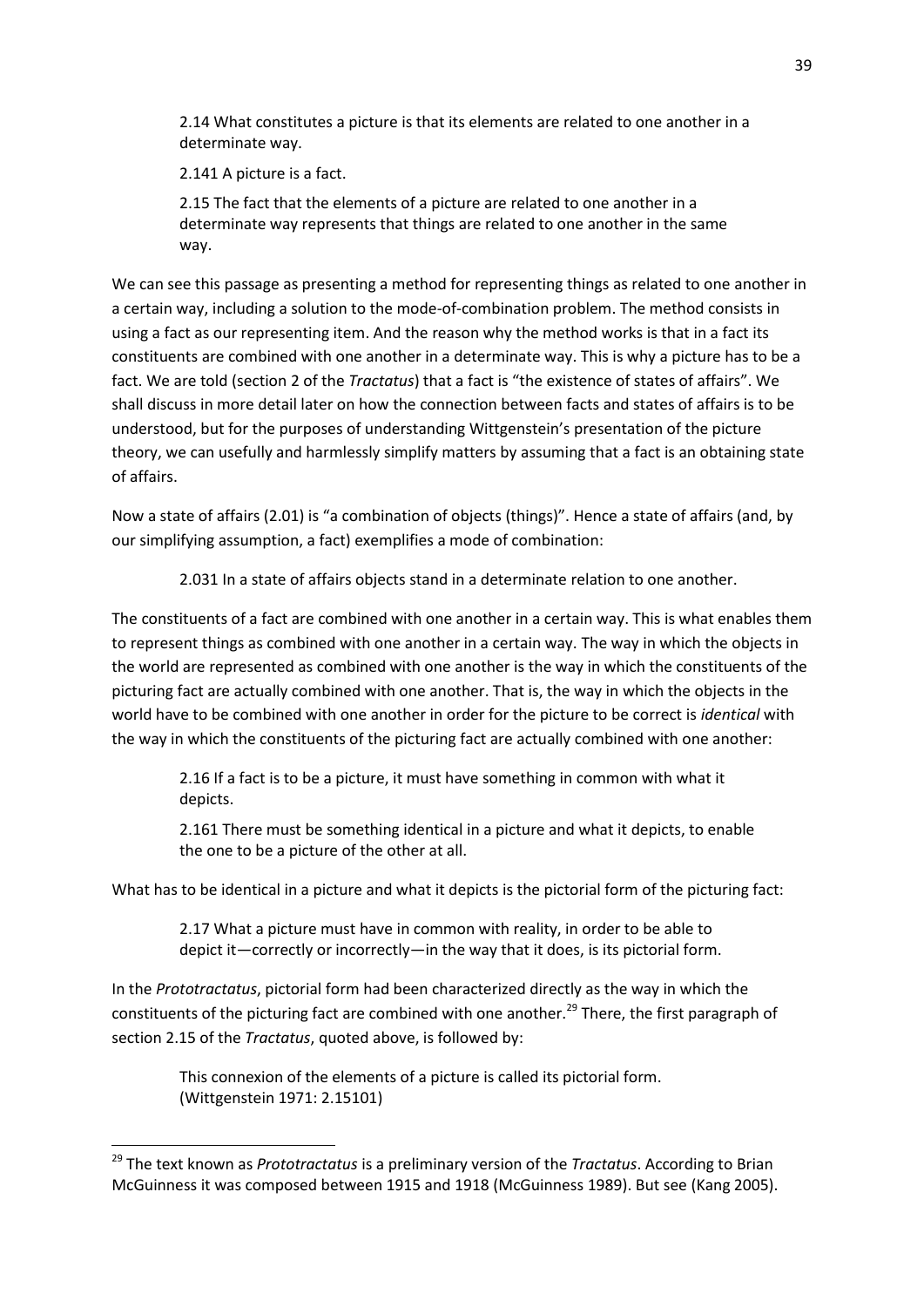> 2.14 What constitutes a picture is that its elements are related to one another in a determinate way.
>
> 2.141 A picture is a fact.
>
> 2.15 The fact that the elements of a picture are related to one another in a determinate way represents that things are related to one another in the same way.

We can see this passage as presenting a method for representing things as related to one another in a certain way, including a solution to the mode-of-combination problem. The method consists in using a fact as our representing item. And the reason why the method works is that in a fact its constituents are combined with one another in a determinate way. This is why a picture has to be a fact. We are told (section 2 of the *Tractatus*) that a fact is "the existence of states of affairs". We shall discuss in more detail later on how the connection between facts and states of affairs is to be understood, but for the purposes of understanding Wittgenstein's presentation of the picture theory, we can usefully and harmlessly simplify matters by assuming that a fact is an obtaining state of affairs.

Now a state of affairs (2.01) is "a combination of objects (things)". Hence a state of affairs (and, by our simplifying assumption, a fact) exemplifies a mode of combination:

> 2.031 In a state of affairs objects stand in a determinate relation to one another.

The constituents of a fact are combined with one another in a certain way. This is what enables them to represent things as combined with one another in a certain way. The way in which the objects in the world are represented as combined with one another is the way in which the constituents of the picturing fact are actually combined with one another. That is, the way in which the objects in the world have to be combined with one another in order for the picture to be correct is *identical* with the way in which the constituents of the picturing fact are actually combined with one another:

> 2.16 If a fact is to be a picture, it must have something in common with what it depicts.
>
> 2.161 There must be something identical in a picture and what it depicts, to enable the one to be a picture of the other at all.

What has to be identical in a picture and what it depicts is the pictorial form of the picturing fact:

> 2.17 What a picture must have in common with reality, in order to be able to depict it—correctly or incorrectly—in the way that it does, is its pictorial form.

In the *Prototractatus*, pictorial form had been characterized directly as the way in which the constituents of the picturing fact are combined with one another.[29] There, the first paragraph of section 2.15 of the *Tractatus*, quoted above, is followed by:

> This connexion of the elements of a picture is called its pictorial form. (Wittgenstein 1971: 2.15101)

---

[29] The text known as *Prototractatus* is a preliminary version of the *Tractatus*. According to Brian McGuinness it was composed between 1915 and 1918 (McGuinness 1989). But see (Kang 2005).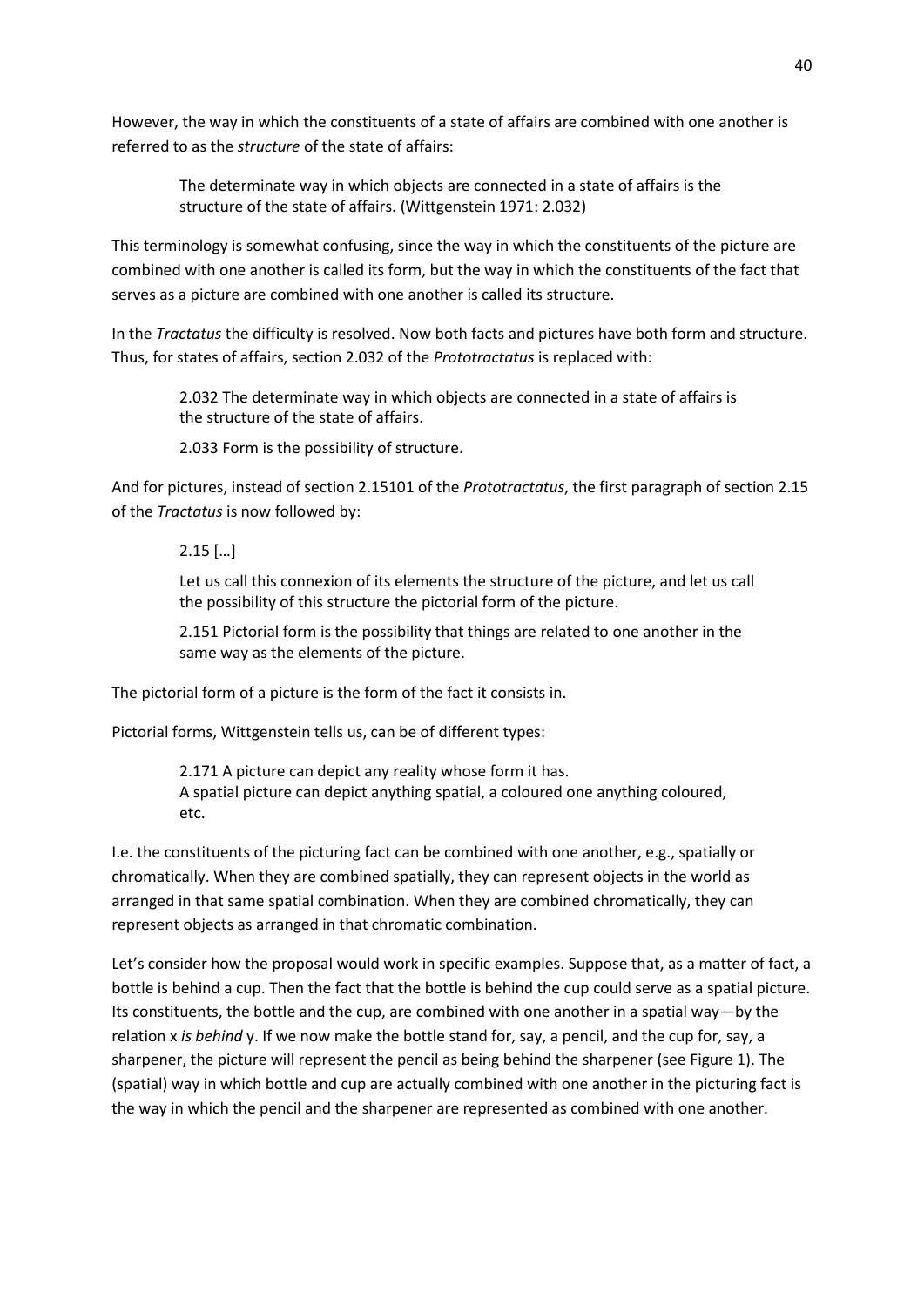However, the way in which the constituents of a state of affairs are combined with one another is referred to as the *structure* of the state of affairs:

> The determinate way in which objects are connected in a state of affairs is the structure of the state of affairs. (Wittgenstein 1971: 2.032)

This terminology is somewhat confusing, since the way in which the constituents of the picture are combined with one another is called its form, but the way in which the constituents of the fact that serves as a picture are combined with one another is called its structure.

In the *Tractatus* the difficulty is resolved. Now both facts and pictures have both form and structure. Thus, for states of affairs, section 2.032 of the *Prototractatus* is replaced with:

> 2.032 The determinate way in which objects are connected in a state of affairs is the structure of the state of affairs.
>
> 2.033 Form is the possibility of structure.

And for pictures, instead of section 2.15101 of the *Prototractatus*, the first paragraph of section 2.15 of the *Tractatus* is now followed by:

> 2.15 […]
>
> Let us call this connexion of its elements the structure of the picture, and let us call the possibility of this structure the pictorial form of the picture.
>
> 2.151 Pictorial form is the possibility that things are related to one another in the same way as the elements of the picture.

The pictorial form of a picture is the form of the fact it consists in.

Pictorial forms, Wittgenstein tells us, can be of different types:

> 2.171 A picture can depict any reality whose form it has.
> A spatial picture can depict anything spatial, a coloured one anything coloured, etc.

I.e. the constituents of the picturing fact can be combined with one another, e.g., spatially or chromatically. When they are combined spatially, they can represent objects in the world as arranged in that same spatial combination. When they are combined chromatically, they can represent objects as arranged in that chromatic combination.

Let's consider how the proposal would work in specific examples. Suppose that, as a matter of fact, a bottle is behind a cup. Then the fact that the bottle is behind the cup could serve as a spatial picture. Its constituents, the bottle and the cup, are combined with one another in a spatial way—by the relation x *is behind* y. If we now make the bottle stand for, say, a pencil, and the cup for, say, a sharpener, the picture will represent the pencil as being behind the sharpener (see Figure 1). The (spatial) way in which bottle and cup are actually combined with one another in the picturing fact is the way in which the pencil and the sharpener are represented as combined with one another.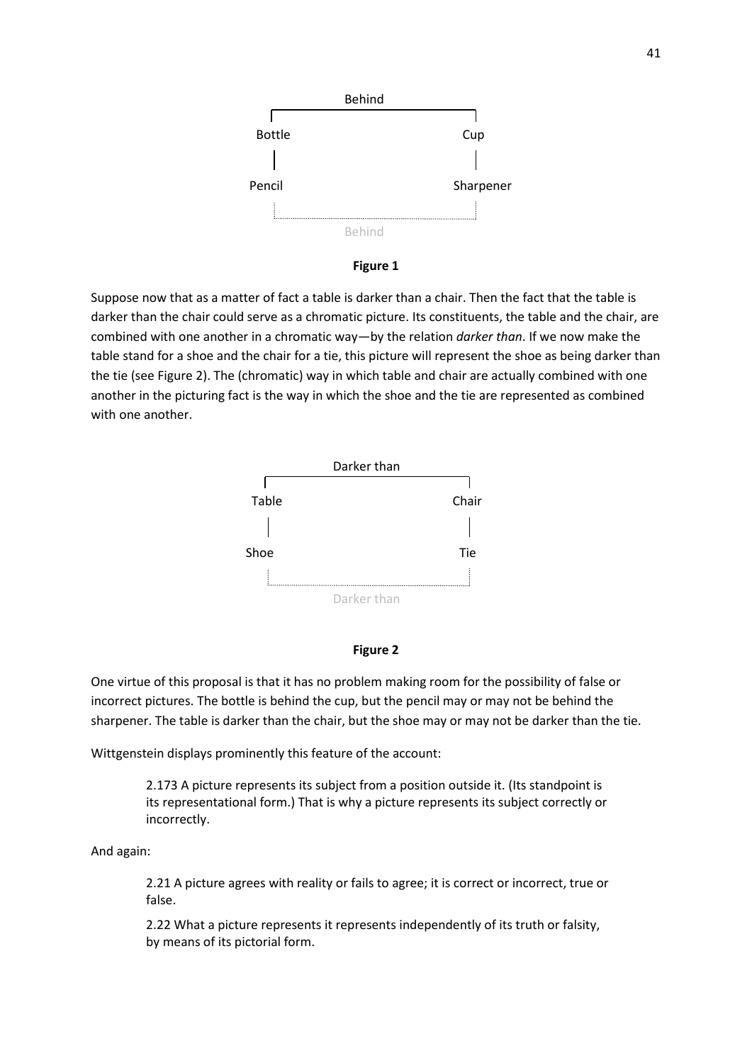Behind

Bottle — Cup

Pencil — Sharpener

Behind

**Figure 1**

Suppose now that as a matter of fact a table is darker than a chair. Then the fact that the table is darker than the chair could serve as a chromatic picture. Its constituents, the table and the chair, are combined with one another in a chromatic way—by the relation *darker than*. If we now make the table stand for a shoe and the chair for a tie, this picture will represent the shoe as being darker than the tie (see Figure 2). The (chromatic) way in which table and chair are actually combined with one another in the picturing fact is the way in which the shoe and the tie are represented as combined with one another.

Darker than

Table — Chair

Shoe — Tie

Darker than

**Figure 2**

One virtue of this proposal is that it has no problem making room for the possibility of false or incorrect pictures. The bottle is behind the cup, but the pencil may or may not be behind the sharpener. The table is darker than the chair, but the shoe may or may not be darker than the tie.

Wittgenstein displays prominently this feature of the account:

> 2.173 A picture represents its subject from a position outside it. (Its standpoint is its representational form.) That is why a picture represents its subject correctly or incorrectly.

And again:

> 2.21 A picture agrees with reality or fails to agree; it is correct or incorrect, true or false.
>
> 2.22 What a picture represents it represents independently of its truth or falsity, by means of its pictorial form.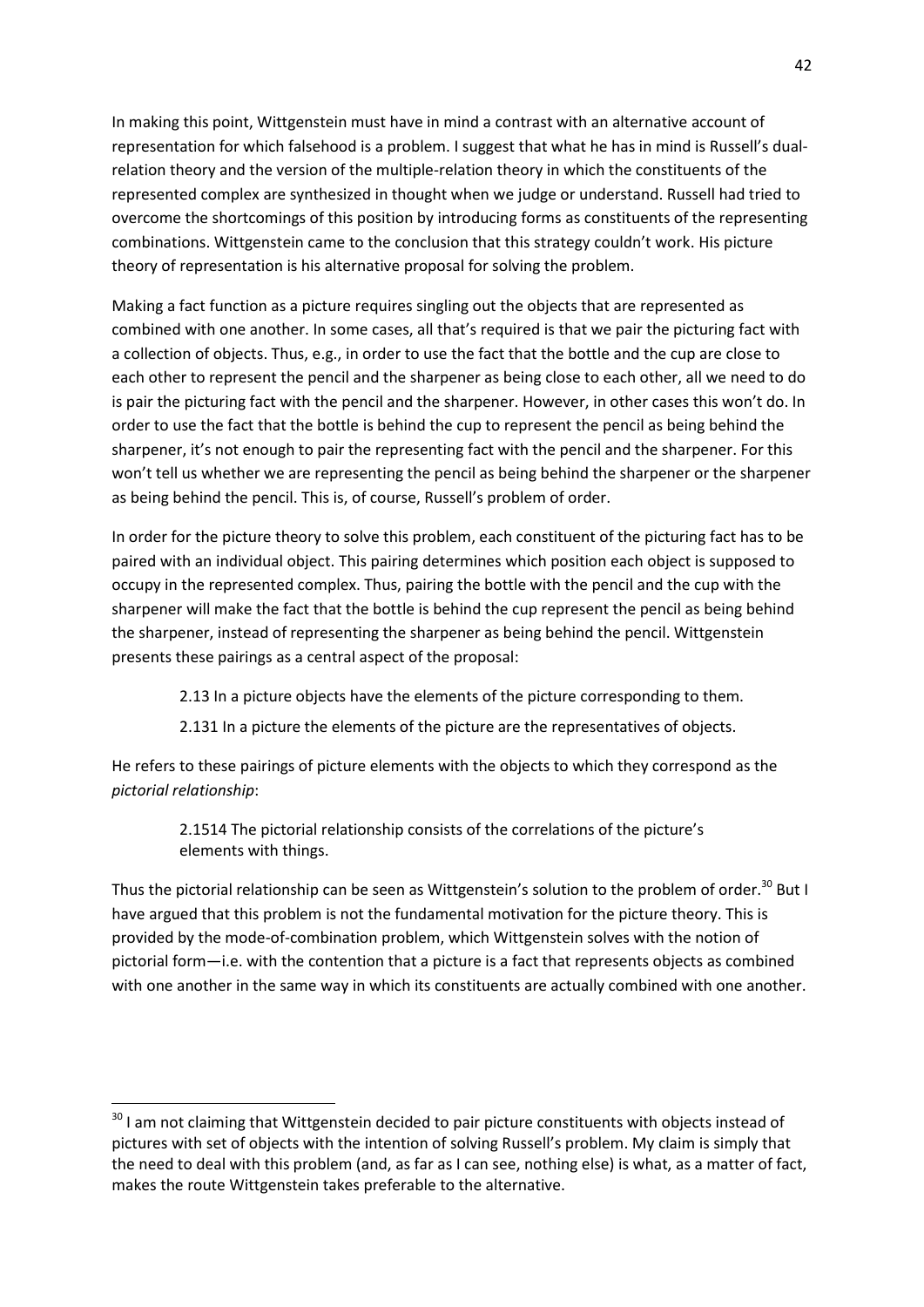In making this point, Wittgenstein must have in mind a contrast with an alternative account of representation for which falsehood is a problem. I suggest that what he has in mind is Russell's dual-relation theory and the version of the multiple-relation theory in which the constituents of the represented complex are synthesized in thought when we judge or understand. Russell had tried to overcome the shortcomings of this position by introducing forms as constituents of the representing combinations. Wittgenstein came to the conclusion that this strategy couldn't work. His picture theory of representation is his alternative proposal for solving the problem.

Making a fact function as a picture requires singling out the objects that are represented as combined with one another. In some cases, all that's required is that we pair the picturing fact with a collection of objects. Thus, e.g., in order to use the fact that the bottle and the cup are close to each other to represent the pencil and the sharpener as being close to each other, all we need to do is pair the picturing fact with the pencil and the sharpener. However, in other cases this won't do. In order to use the fact that the bottle is behind the cup to represent the pencil as being behind the sharpener, it's not enough to pair the representing fact with the pencil and the sharpener. For this won't tell us whether we are representing the pencil as being behind the sharpener or the sharpener as being behind the pencil. This is, of course, Russell's problem of order.

In order for the picture theory to solve this problem, each constituent of the picturing fact has to be paired with an individual object. This pairing determines which position each object is supposed to occupy in the represented complex. Thus, pairing the bottle with the pencil and the cup with the sharpener will make the fact that the bottle is behind the cup represent the pencil as being behind the sharpener, instead of representing the sharpener as being behind the pencil. Wittgenstein presents these pairings as a central aspect of the proposal:

> 2.13 In a picture objects have the elements of the picture corresponding to them.
>
> 2.131 In a picture the elements of the picture are the representatives of objects.

He refers to these pairings of picture elements with the objects to which they correspond as the *pictorial relationship*:

> 2.1514 The pictorial relationship consists of the correlations of the picture's elements with things.

Thus the pictorial relationship can be seen as Wittgenstein's solution to the problem of order.[30] But I have argued that this problem is not the fundamental motivation for the picture theory. This is provided by the mode-of-combination problem, which Wittgenstein solves with the notion of pictorial form—i.e. with the contention that a picture is a fact that represents objects as combined with one another in the same way in which its constituents are actually combined with one another.

---

[30] I am not claiming that Wittgenstein decided to pair picture constituents with objects instead of pictures with set of objects with the intention of solving Russell's problem. My claim is simply that the need to deal with this problem (and, as far as I can see, nothing else) is what, as a matter of fact, makes the route Wittgenstein takes preferable to the alternative.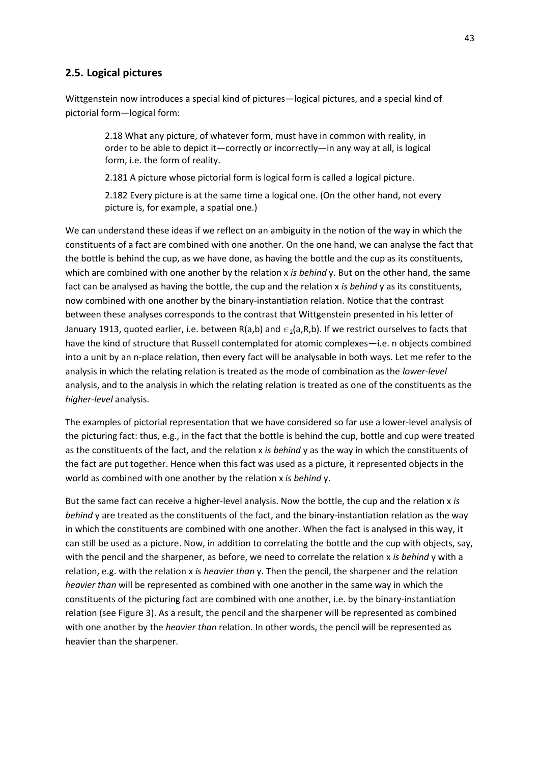## 2.5. Logical pictures

Wittgenstein now introduces a special kind of pictures—logical pictures, and a special kind of pictorial form—logical form:

> 2.18 What any picture, of whatever form, must have in common with reality, in order to be able to depict it—correctly or incorrectly—in any way at all, is logical form, i.e. the form of reality.
>
> 2.181 A picture whose pictorial form is logical form is called a logical picture.
>
> 2.182 Every picture is at the same time a logical one. (On the other hand, not every picture is, for example, a spatial one.)

We can understand these ideas if we reflect on an ambiguity in the notion of the way in which the constituents of a fact are combined with one another. On the one hand, we can analyse the fact that the bottle is behind the cup, as we have done, as having the bottle and the cup as its constituents, which are combined with one another by the relation x *is behind* y. But on the other hand, the same fact can be analysed as having the bottle, the cup and the relation x *is behind* y as its constituents, now combined with one another by the binary-instantiation relation. Notice that the contrast between these analyses corresponds to the contrast that Wittgenstein presented in his letter of January 1913, quoted earlier, i.e. between R(a,b) and $\in_2$(a,R,b). If we restrict ourselves to facts that have the kind of structure that Russell contemplated for atomic complexes—i.e. n objects combined into a unit by an n-place relation, then every fact will be analysable in both ways. Let me refer to the analysis in which the relating relation is treated as the mode of combination as the *lower-level* analysis, and to the analysis in which the relating relation is treated as one of the constituents as the *higher-level* analysis.

The examples of pictorial representation that we have considered so far use a lower-level analysis of the picturing fact: thus, e.g., in the fact that the bottle is behind the cup, bottle and cup were treated as the constituents of the fact, and the relation x *is behind* y as the way in which the constituents of the fact are put together. Hence when this fact was used as a picture, it represented objects in the world as combined with one another by the relation x *is behind* y.

But the same fact can receive a higher-level analysis. Now the bottle, the cup and the relation x *is behind* y are treated as the constituents of the fact, and the binary-instantiation relation as the way in which the constituents are combined with one another. When the fact is analysed in this way, it can still be used as a picture. Now, in addition to correlating the bottle and the cup with objects, say, with the pencil and the sharpener, as before, we need to correlate the relation x *is behind* y with a relation, e.g. with the relation x *is heavier than* y. Then the pencil, the sharpener and the relation *heavier than* will be represented as combined with one another in the same way in which the constituents of the picturing fact are combined with one another, i.e. by the binary-instantiation relation (see Figure 3). As a result, the pencil and the sharpener will be represented as combined with one another by the *heavier than* relation. In other words, the pencil will be represented as heavier than the sharpener.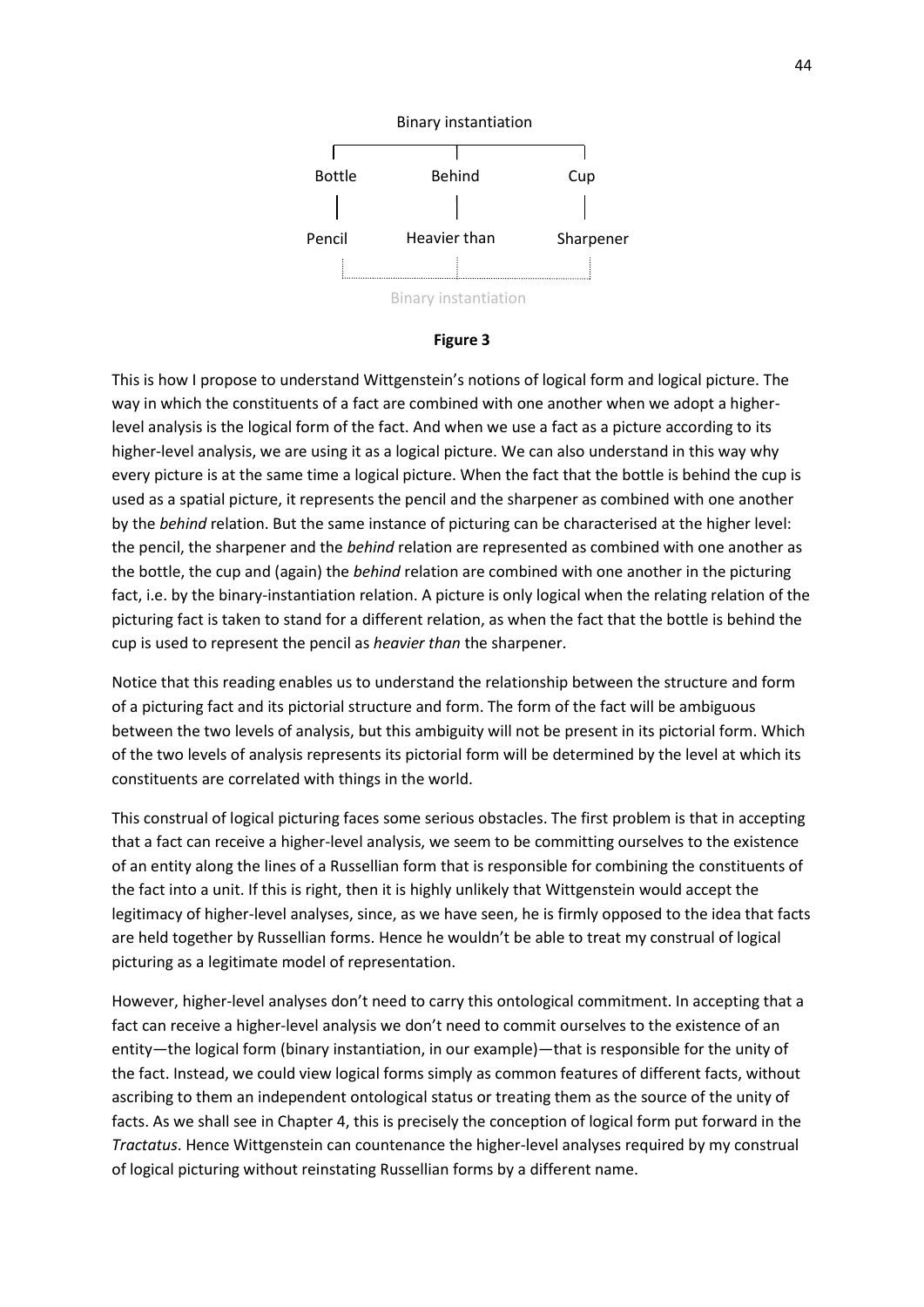Binary instantiation

| Bottle | Behind | Cup |
|---|---|---|
| Pencil | Heavier than | Sharpener |

Binary instantiation

**Figure 3**

This is how I propose to understand Wittgenstein's notions of logical form and logical picture. The way in which the constituents of a fact are combined with one another when we adopt a higher-level analysis is the logical form of the fact. And when we use a fact as a picture according to its higher-level analysis, we are using it as a logical picture. We can also understand in this way why every picture is at the same time a logical picture. When the fact that the bottle is behind the cup is used as a spatial picture, it represents the pencil and the sharpener as combined with one another by the *behind* relation. But the same instance of picturing can be characterised at the higher level: the pencil, the sharpener and the *behind* relation are represented as combined with one another as the bottle, the cup and (again) the *behind* relation are combined with one another in the picturing fact, i.e. by the binary-instantiation relation. A picture is only logical when the relating relation of the picturing fact is taken to stand for a different relation, as when the fact that the bottle is behind the cup is used to represent the pencil as *heavier than* the sharpener.

Notice that this reading enables us to understand the relationship between the structure and form of a picturing fact and its pictorial structure and form. The form of the fact will be ambiguous between the two levels of analysis, but this ambiguity will not be present in its pictorial form. Which of the two levels of analysis represents its pictorial form will be determined by the level at which its constituents are correlated with things in the world.

This construal of logical picturing faces some serious obstacles. The first problem is that in accepting that a fact can receive a higher-level analysis, we seem to be committing ourselves to the existence of an entity along the lines of a Russellian form that is responsible for combining the constituents of the fact into a unit. If this is right, then it is highly unlikely that Wittgenstein would accept the legitimacy of higher-level analyses, since, as we have seen, he is firmly opposed to the idea that facts are held together by Russellian forms. Hence he wouldn't be able to treat my construal of logical picturing as a legitimate model of representation.

However, higher-level analyses don't need to carry this ontological commitment. In accepting that a fact can receive a higher-level analysis we don't need to commit ourselves to the existence of an entity—the logical form (binary instantiation, in our example)—that is responsible for the unity of the fact. Instead, we could view logical forms simply as common features of different facts, without ascribing to them an independent ontological status or treating them as the source of the unity of facts. As we shall see in Chapter 4, this is precisely the conception of logical form put forward in the *Tractatus*. Hence Wittgenstein can countenance the higher-level analyses required by my construal of logical picturing without reinstating Russellian forms by a different name.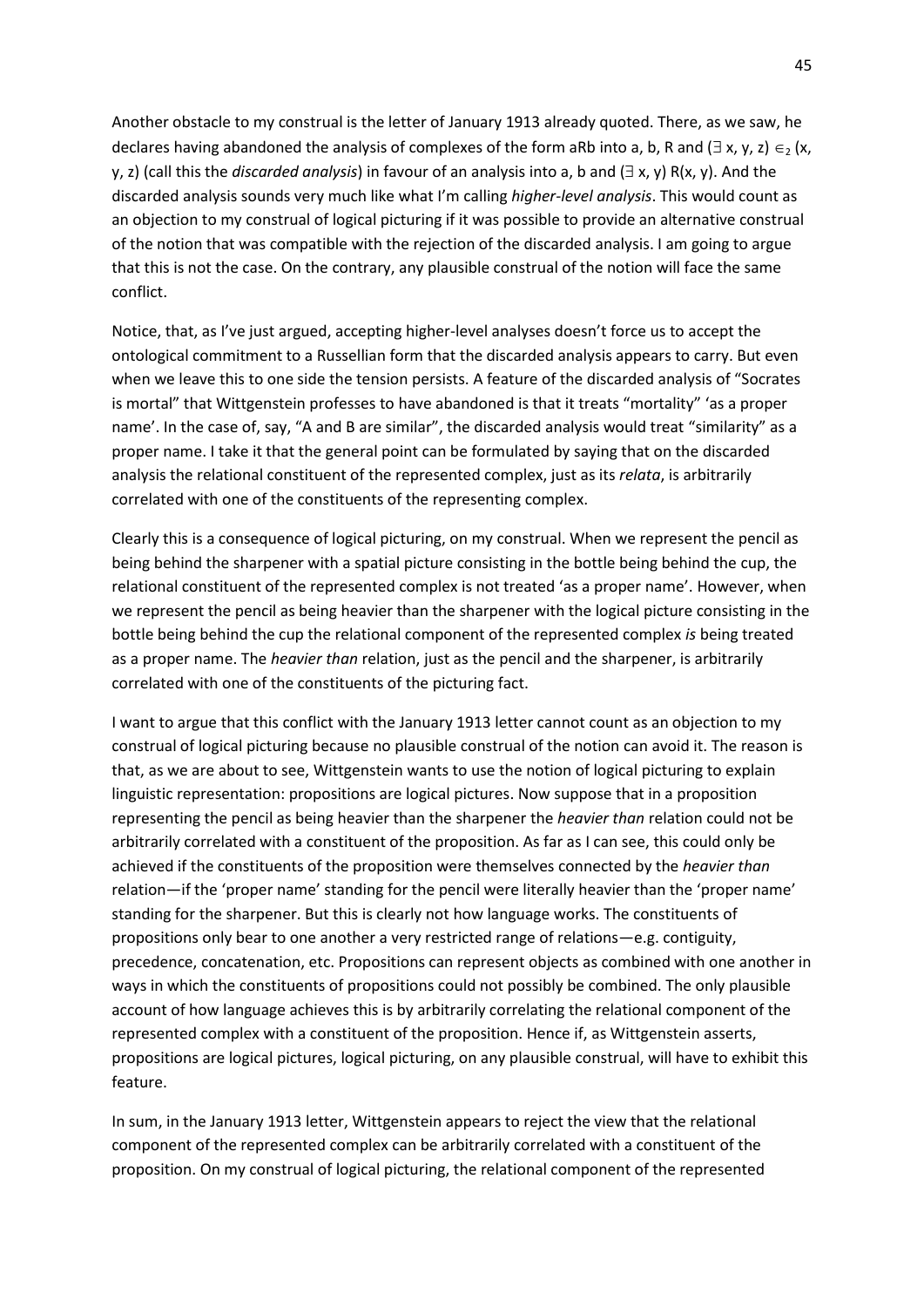Another obstacle to my construal is the letter of January 1913 already quoted. There, as we saw, he declares having abandoned the analysis of complexes of the form aRb into a, b, R and $(\exists x, y, z) \in_2 (x, y, z)$ (call this the *discarded analysis*) in favour of an analysis into a, b and $(\exists x, y) R(x, y)$. And the discarded analysis sounds very much like what I'm calling *higher-level analysis*. This would count as an objection to my construal of logical picturing if it was possible to provide an alternative construal of the notion that was compatible with the rejection of the discarded analysis. I am going to argue that this is not the case. On the contrary, any plausible construal of the notion will face the same conflict.

Notice, that, as I've just argued, accepting higher-level analyses doesn't force us to accept the ontological commitment to a Russellian form that the discarded analysis appears to carry. But even when we leave this to one side the tension persists. A feature of the discarded analysis of "Socrates is mortal" that Wittgenstein professes to have abandoned is that it treats "mortality" 'as a proper name'. In the case of, say, "A and B are similar", the discarded analysis would treat "similarity" as a proper name. I take it that the general point can be formulated by saying that on the discarded analysis the relational constituent of the represented complex, just as its *relata*, is arbitrarily correlated with one of the constituents of the representing complex.

Clearly this is a consequence of logical picturing, on my construal. When we represent the pencil as being behind the sharpener with a spatial picture consisting in the bottle being behind the cup, the relational constituent of the represented complex is not treated 'as a proper name'. However, when we represent the pencil as being heavier than the sharpener with the logical picture consisting in the bottle being behind the cup the relational component of the represented complex *is* being treated as a proper name. The *heavier than* relation, just as the pencil and the sharpener, is arbitrarily correlated with one of the constituents of the picturing fact.

I want to argue that this conflict with the January 1913 letter cannot count as an objection to my construal of logical picturing because no plausible construal of the notion can avoid it. The reason is that, as we are about to see, Wittgenstein wants to use the notion of logical picturing to explain linguistic representation: propositions are logical pictures. Now suppose that in a proposition representing the pencil as being heavier than the sharpener the *heavier than* relation could not be arbitrarily correlated with a constituent of the proposition. As far as I can see, this could only be achieved if the constituents of the proposition were themselves connected by the *heavier than* relation—if the 'proper name' standing for the pencil were literally heavier than the 'proper name' standing for the sharpener. But this is clearly not how language works. The constituents of propositions only bear to one another a very restricted range of relations—e.g. contiguity, precedence, concatenation, etc. Propositions can represent objects as combined with one another in ways in which the constituents of propositions could not possibly be combined. The only plausible account of how language achieves this is by arbitrarily correlating the relational component of the represented complex with a constituent of the proposition. Hence if, as Wittgenstein asserts, propositions are logical pictures, logical picturing, on any plausible construal, will have to exhibit this feature.

In sum, in the January 1913 letter, Wittgenstein appears to reject the view that the relational component of the represented complex can be arbitrarily correlated with a constituent of the proposition. On my construal of logical picturing, the relational component of the represented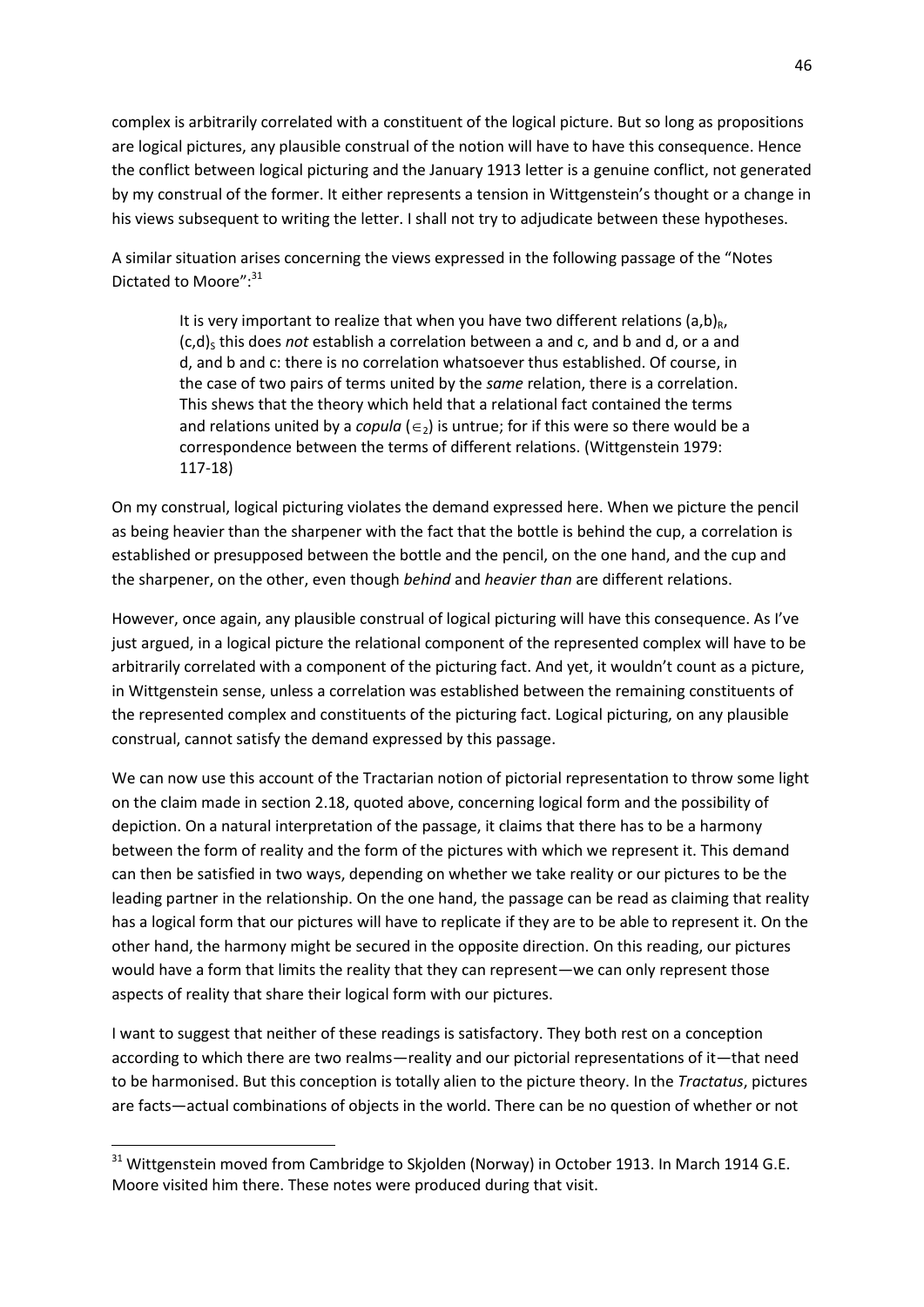complex is arbitrarily correlated with a constituent of the logical picture. But so long as propositions are logical pictures, any plausible construal of the notion will have to have this consequence. Hence the conflict between logical picturing and the January 1913 letter is a genuine conflict, not generated by my construal of the former. It either represents a tension in Wittgenstein's thought or a change in his views subsequent to writing the letter. I shall not try to adjudicate between these hypotheses.

A similar situation arises concerning the views expressed in the following passage of the "Notes Dictated to Moore":[31]

> It is very important to realize that when you have two different relations $(a,b)_R$, $(c,d)_S$ this does *not* establish a correlation between a and c, and b and d, or a and d, and b and c: there is no correlation whatsoever thus established. Of course, in the case of two pairs of terms united by the *same* relation, there is a correlation. This shews that the theory which held that a relational fact contained the terms and relations united by a *copula* ($\in_2$) is untrue; for if this were so there would be a correspondence between the terms of different relations. (Wittgenstein 1979: 117-18)

On my construal, logical picturing violates the demand expressed here. When we picture the pencil as being heavier than the sharpener with the fact that the bottle is behind the cup, a correlation is established or presupposed between the bottle and the pencil, on the one hand, and the cup and the sharpener, on the other, even though *behind* and *heavier than* are different relations.

However, once again, any plausible construal of logical picturing will have this consequence. As I've just argued, in a logical picture the relational component of the represented complex will have to be arbitrarily correlated with a component of the picturing fact. And yet, it wouldn't count as a picture, in Wittgenstein sense, unless a correlation was established between the remaining constituents of the represented complex and constituents of the picturing fact. Logical picturing, on any plausible construal, cannot satisfy the demand expressed by this passage.

We can now use this account of the Tractarian notion of pictorial representation to throw some light on the claim made in section 2.18, quoted above, concerning logical form and the possibility of depiction. On a natural interpretation of the passage, it claims that there has to be a harmony between the form of reality and the form of the pictures with which we represent it. This demand can then be satisfied in two ways, depending on whether we take reality or our pictures to be the leading partner in the relationship. On the one hand, the passage can be read as claiming that reality has a logical form that our pictures will have to replicate if they are to be able to represent it. On the other hand, the harmony might be secured in the opposite direction. On this reading, our pictures would have a form that limits the reality that they can represent—we can only represent those aspects of reality that share their logical form with our pictures.

I want to suggest that neither of these readings is satisfactory. They both rest on a conception according to which there are two realms—reality and our pictorial representations of it—that need to be harmonised. But this conception is totally alien to the picture theory. In the *Tractatus*, pictures are facts—actual combinations of objects in the world. There can be no question of whether or not

[31] Wittgenstein moved from Cambridge to Skjolden (Norway) in October 1913. In March 1914 G.E. Moore visited him there. These notes were produced during that visit.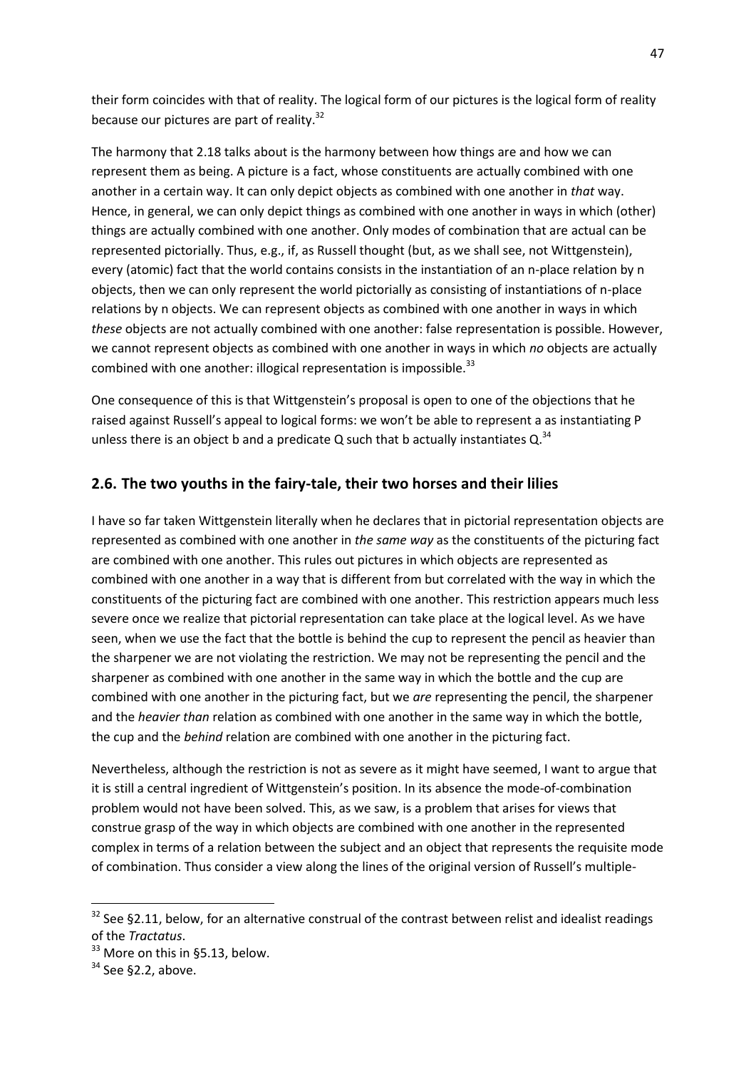their form coincides with that of reality. The logical form of our pictures is the logical form of reality because our pictures are part of reality.[32]

The harmony that 2.18 talks about is the harmony between how things are and how we can represent them as being. A picture is a fact, whose constituents are actually combined with one another in a certain way. It can only depict objects as combined with one another in *that* way. Hence, in general, we can only depict things as combined with one another in ways in which (other) things are actually combined with one another. Only modes of combination that are actual can be represented pictorially. Thus, e.g., if, as Russell thought (but, as we shall see, not Wittgenstein), every (atomic) fact that the world contains consists in the instantiation of an n-place relation by n objects, then we can only represent the world pictorially as consisting of instantiations of n-place relations by n objects. We can represent objects as combined with one another in ways in which *these* objects are not actually combined with one another: false representation is possible. However, we cannot represent objects as combined with one another in ways in which *no* objects are actually combined with one another: illogical representation is impossible.[33]

One consequence of this is that Wittgenstein's proposal is open to one of the objections that he raised against Russell's appeal to logical forms: we won't be able to represent a as instantiating P unless there is an object b and a predicate Q such that b actually instantiates Q.[34]

## 2.6. The two youths in the fairy-tale, their two horses and their lilies

I have so far taken Wittgenstein literally when he declares that in pictorial representation objects are represented as combined with one another in *the same way* as the constituents of the picturing fact are combined with one another. This rules out pictures in which objects are represented as combined with one another in a way that is different from but correlated with the way in which the constituents of the picturing fact are combined with one another. This restriction appears much less severe once we realize that pictorial representation can take place at the logical level. As we have seen, when we use the fact that the bottle is behind the cup to represent the pencil as heavier than the sharpener we are not violating the restriction. We may not be representing the pencil and the sharpener as combined with one another in the same way in which the bottle and the cup are combined with one another in the picturing fact, but we *are* representing the pencil, the sharpener and the *heavier than* relation as combined with one another in the same way in which the bottle, the cup and the *behind* relation are combined with one another in the picturing fact.

Nevertheless, although the restriction is not as severe as it might have seemed, I want to argue that it is still a central ingredient of Wittgenstein's position. In its absence the mode-of-combination problem would not have been solved. This, as we saw, is a problem that arises for views that construe grasp of the way in which objects are combined with one another in the represented complex in terms of a relation between the subject and an object that represents the requisite mode of combination. Thus consider a view along the lines of the original version of Russell's multiple-

---

[32] See §2.11, below, for an alternative construal of the contrast between relist and idealist readings of the *Tractatus*.

[33] More on this in §5.13, below.

[34] See §2.2, above.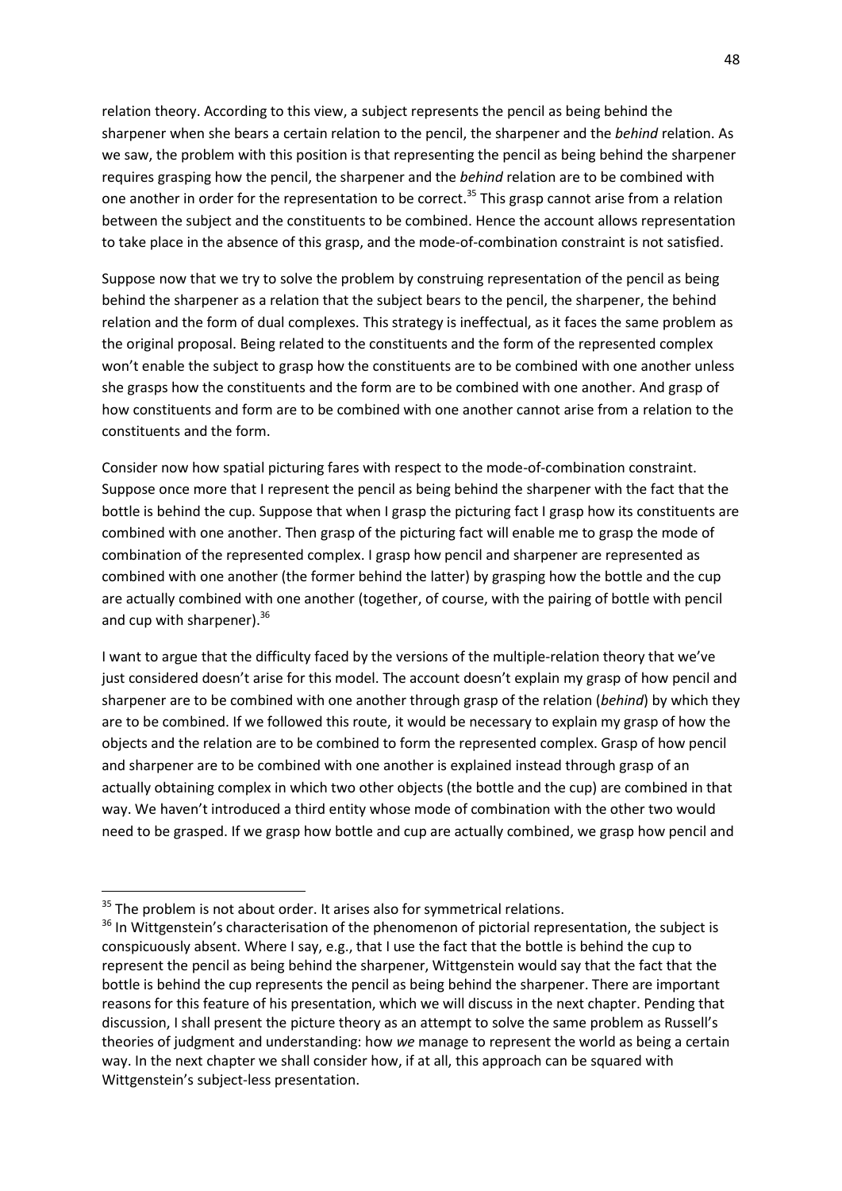relation theory. According to this view, a subject represents the pencil as being behind the sharpener when she bears a certain relation to the pencil, the sharpener and the *behind* relation. As we saw, the problem with this position is that representing the pencil as being behind the sharpener requires grasping how the pencil, the sharpener and the *behind* relation are to be combined with one another in order for the representation to be correct.[35] This grasp cannot arise from a relation between the subject and the constituents to be combined. Hence the account allows representation to take place in the absence of this grasp, and the mode-of-combination constraint is not satisfied.

Suppose now that we try to solve the problem by construing representation of the pencil as being behind the sharpener as a relation that the subject bears to the pencil, the sharpener, the behind relation and the form of dual complexes. This strategy is ineffectual, as it faces the same problem as the original proposal. Being related to the constituents and the form of the represented complex won't enable the subject to grasp how the constituents are to be combined with one another unless she grasps how the constituents and the form are to be combined with one another. And grasp of how constituents and form are to be combined with one another cannot arise from a relation to the constituents and the form.

Consider now how spatial picturing fares with respect to the mode-of-combination constraint. Suppose once more that I represent the pencil as being behind the sharpener with the fact that the bottle is behind the cup. Suppose that when I grasp the picturing fact I grasp how its constituents are combined with one another. Then grasp of the picturing fact will enable me to grasp the mode of combination of the represented complex. I grasp how pencil and sharpener are represented as combined with one another (the former behind the latter) by grasping how the bottle and the cup are actually combined with one another (together, of course, with the pairing of bottle with pencil and cup with sharpener).[36]

I want to argue that the difficulty faced by the versions of the multiple-relation theory that we've just considered doesn't arise for this model. The account doesn't explain my grasp of how pencil and sharpener are to be combined with one another through grasp of the relation (*behind*) by which they are to be combined. If we followed this route, it would be necessary to explain my grasp of how the objects and the relation are to be combined to form the represented complex. Grasp of how pencil and sharpener are to be combined with one another is explained instead through grasp of an actually obtaining complex in which two other objects (the bottle and the cup) are combined in that way. We haven't introduced a third entity whose mode of combination with the other two would need to be grasped. If we grasp how bottle and cup are actually combined, we grasp how pencil and

---

[35] The problem is not about order. It arises also for symmetrical relations.

[36] In Wittgenstein's characterisation of the phenomenon of pictorial representation, the subject is conspicuously absent. Where I say, e.g., that I use the fact that the bottle is behind the cup to represent the pencil as being behind the sharpener, Wittgenstein would say that the fact that the bottle is behind the cup represents the pencil as being behind the sharpener. There are important reasons for this feature of his presentation, which we will discuss in the next chapter. Pending that discussion, I shall present the picture theory as an attempt to solve the same problem as Russell's theories of judgment and understanding: how *we* manage to represent the world as being a certain way. In the next chapter we shall consider how, if at all, this approach can be squared with Wittgenstein's subject-less presentation.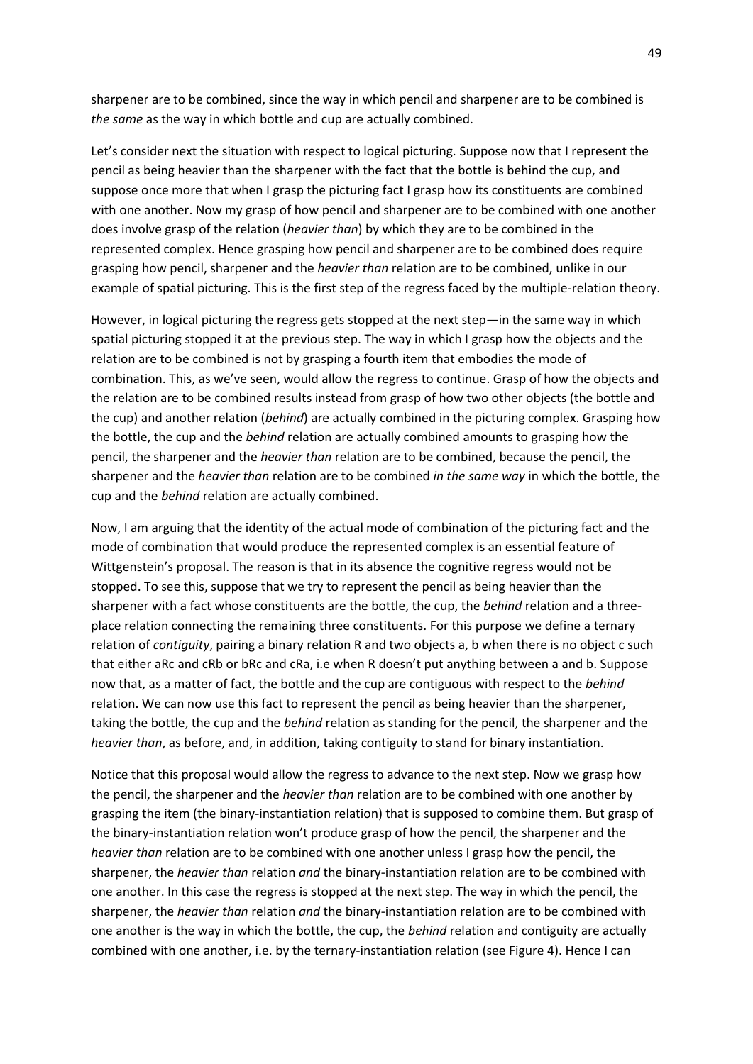sharpener are to be combined, since the way in which pencil and sharpener are to be combined is *the same* as the way in which bottle and cup are actually combined.

Let's consider next the situation with respect to logical picturing. Suppose now that I represent the pencil as being heavier than the sharpener with the fact that the bottle is behind the cup, and suppose once more that when I grasp the picturing fact I grasp how its constituents are combined with one another. Now my grasp of how pencil and sharpener are to be combined with one another does involve grasp of the relation (*heavier than*) by which they are to be combined in the represented complex. Hence grasping how pencil and sharpener are to be combined does require grasping how pencil, sharpener and the *heavier than* relation are to be combined, unlike in our example of spatial picturing. This is the first step of the regress faced by the multiple-relation theory.

However, in logical picturing the regress gets stopped at the next step—in the same way in which spatial picturing stopped it at the previous step. The way in which I grasp how the objects and the relation are to be combined is not by grasping a fourth item that embodies the mode of combination. This, as we've seen, would allow the regress to continue. Grasp of how the objects and the relation are to be combined results instead from grasp of how two other objects (the bottle and the cup) and another relation (*behind*) are actually combined in the picturing complex. Grasping how the bottle, the cup and the *behind* relation are actually combined amounts to grasping how the pencil, the sharpener and the *heavier than* relation are to be combined, because the pencil, the sharpener and the *heavier than* relation are to be combined *in the same way* in which the bottle, the cup and the *behind* relation are actually combined.

Now, I am arguing that the identity of the actual mode of combination of the picturing fact and the mode of combination that would produce the represented complex is an essential feature of Wittgenstein's proposal. The reason is that in its absence the cognitive regress would not be stopped. To see this, suppose that we try to represent the pencil as being heavier than the sharpener with a fact whose constituents are the bottle, the cup, the *behind* relation and a three-place relation connecting the remaining three constituents. For this purpose we define a ternary relation of *contiguity*, pairing a binary relation R and two objects a, b when there is no object c such that either aRc and cRb or bRc and cRa, i.e when R doesn't put anything between a and b. Suppose now that, as a matter of fact, the bottle and the cup are contiguous with respect to the *behind* relation. We can now use this fact to represent the pencil as being heavier than the sharpener, taking the bottle, the cup and the *behind* relation as standing for the pencil, the sharpener and the *heavier than*, as before, and, in addition, taking contiguity to stand for binary instantiation.

Notice that this proposal would allow the regress to advance to the next step. Now we grasp how the pencil, the sharpener and the *heavier than* relation are to be combined with one another by grasping the item (the binary-instantiation relation) that is supposed to combine them. But grasp of the binary-instantiation relation won't produce grasp of how the pencil, the sharpener and the *heavier than* relation are to be combined with one another unless I grasp how the pencil, the sharpener, the *heavier than* relation *and* the binary-instantiation relation are to be combined with one another. In this case the regress is stopped at the next step. The way in which the pencil, the sharpener, the *heavier than* relation *and* the binary-instantiation relation are to be combined with one another is the way in which the bottle, the cup, the *behind* relation and contiguity are actually combined with one another, i.e. by the ternary-instantiation relation (see Figure 4). Hence I can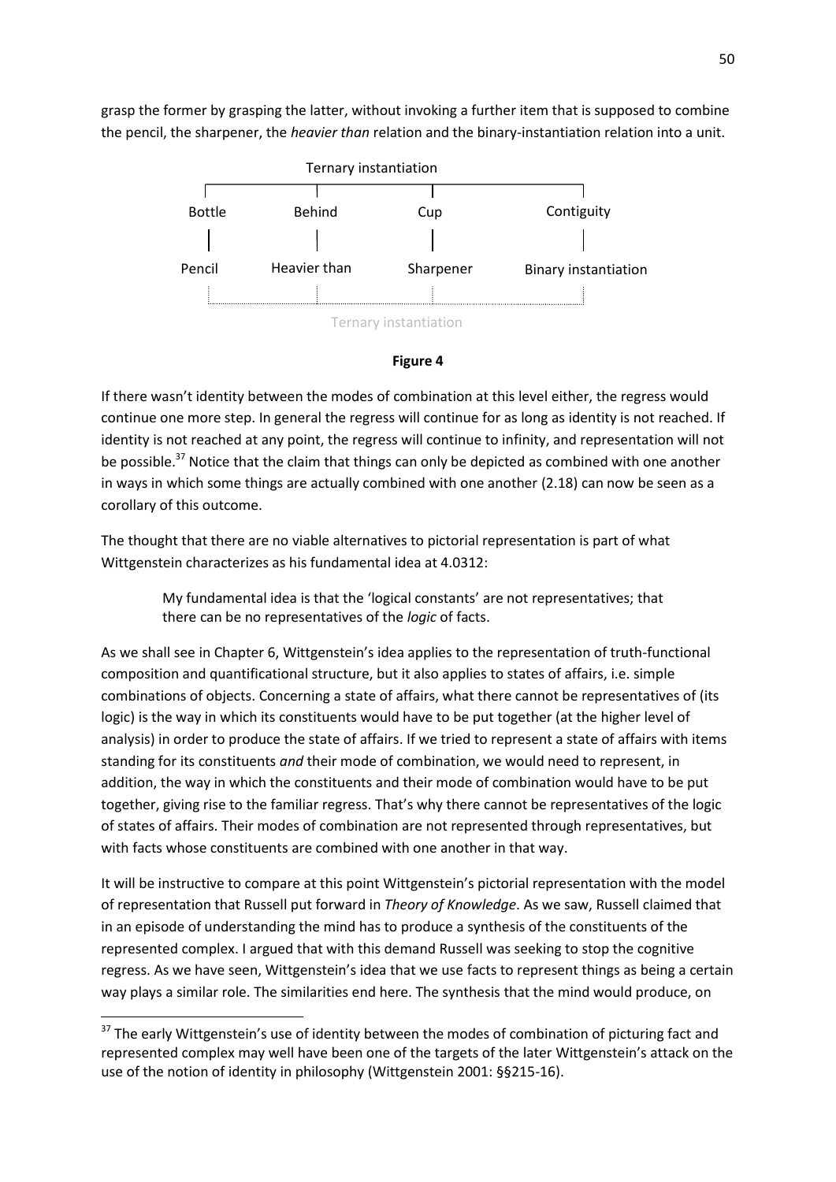grasp the former by grasping the latter, without invoking a further item that is supposed to combine the pencil, the sharpener, the *heavier than* relation and the binary-instantiation relation into a unit.

```
                      Ternary instantiation
   ┌──────────────┬──────────────┬──────────────────┐
 Bottle         Behind          Cup             Contiguity
   |              |              |                  |
 Pencil       Heavier than    Sharpener     Binary instantiation
   ┊..............┊..............┊..................┊
                      Ternary instantiation
```

**Figure 4**

If there wasn't identity between the modes of combination at this level either, the regress would continue one more step. In general the regress will continue for as long as identity is not reached. If identity is not reached at any point, the regress will continue to infinity, and representation will not be possible.[37] Notice that the claim that things can only be depicted as combined with one another in ways in which some things are actually combined with one another (2.18) can now be seen as a corollary of this outcome.

The thought that there are no viable alternatives to pictorial representation is part of what Wittgenstein characterizes as his fundamental idea at 4.0312:

> My fundamental idea is that the 'logical constants' are not representatives; that there can be no representatives of the *logic* of facts.

As we shall see in Chapter 6, Wittgenstein's idea applies to the representation of truth-functional composition and quantificational structure, but it also applies to states of affairs, i.e. simple combinations of objects. Concerning a state of affairs, what there cannot be representatives of (its logic) is the way in which its constituents would have to be put together (at the higher level of analysis) in order to produce the state of affairs. If we tried to represent a state of affairs with items standing for its constituents *and* their mode of combination, we would need to represent, in addition, the way in which the constituents and their mode of combination would have to be put together, giving rise to the familiar regress. That's why there cannot be representatives of the logic of states of affairs. Their modes of combination are not represented through representatives, but with facts whose constituents are combined with one another in that way.

It will be instructive to compare at this point Wittgenstein's pictorial representation with the model of representation that Russell put forward in *Theory of Knowledge*. As we saw, Russell claimed that in an episode of understanding the mind has to produce a synthesis of the constituents of the represented complex. I argued that with this demand Russell was seeking to stop the cognitive regress. As we have seen, Wittgenstein's idea that we use facts to represent things as being a certain way plays a similar role. The similarities end here. The synthesis that the mind would produce, on

[37] The early Wittgenstein's use of identity between the modes of combination of picturing fact and represented complex may well have been one of the targets of the later Wittgenstein's attack on the use of the notion of identity in philosophy (Wittgenstein 2001: §§215-16).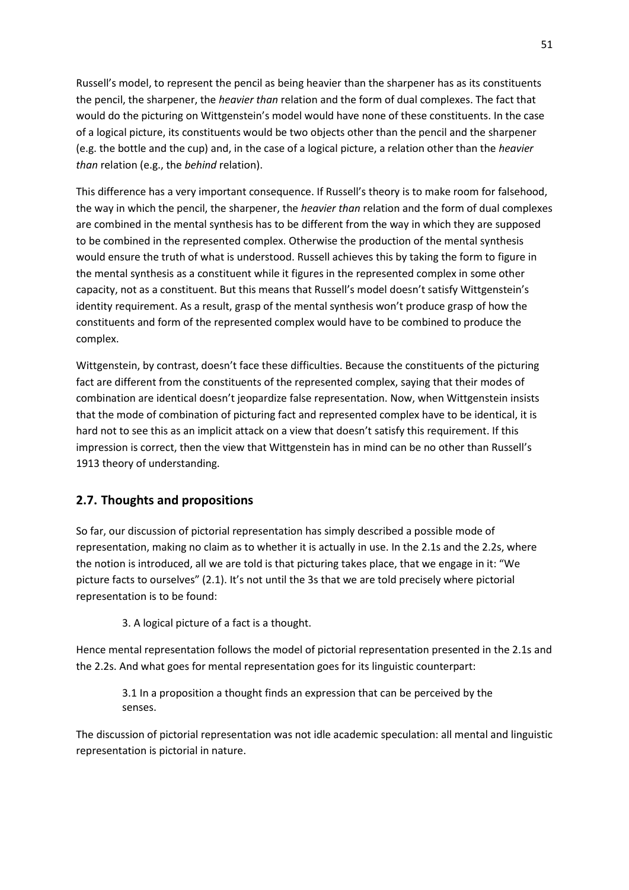Russell's model, to represent the pencil as being heavier than the sharpener has as its constituents the pencil, the sharpener, the *heavier than* relation and the form of dual complexes. The fact that would do the picturing on Wittgenstein's model would have none of these constituents. In the case of a logical picture, its constituents would be two objects other than the pencil and the sharpener (e.g. the bottle and the cup) and, in the case of a logical picture, a relation other than the *heavier than* relation (e.g., the *behind* relation).

This difference has a very important consequence. If Russell's theory is to make room for falsehood, the way in which the pencil, the sharpener, the *heavier than* relation and the form of dual complexes are combined in the mental synthesis has to be different from the way in which they are supposed to be combined in the represented complex. Otherwise the production of the mental synthesis would ensure the truth of what is understood. Russell achieves this by taking the form to figure in the mental synthesis as a constituent while it figures in the represented complex in some other capacity, not as a constituent. But this means that Russell's model doesn't satisfy Wittgenstein's identity requirement. As a result, grasp of the mental synthesis won't produce grasp of how the constituents and form of the represented complex would have to be combined to produce the complex.

Wittgenstein, by contrast, doesn't face these difficulties. Because the constituents of the picturing fact are different from the constituents of the represented complex, saying that their modes of combination are identical doesn't jeopardize false representation. Now, when Wittgenstein insists that the mode of combination of picturing fact and represented complex have to be identical, it is hard not to see this as an implicit attack on a view that doesn't satisfy this requirement. If this impression is correct, then the view that Wittgenstein has in mind can be no other than Russell's 1913 theory of understanding.

## 2.7. Thoughts and propositions

So far, our discussion of pictorial representation has simply described a possible mode of representation, making no claim as to whether it is actually in use. In the 2.1s and the 2.2s, where the notion is introduced, all we are told is that picturing takes place, that we engage in it: "We picture facts to ourselves" (2.1). It's not until the 3s that we are told precisely where pictorial representation is to be found:

> 3. A logical picture of a fact is a thought.

Hence mental representation follows the model of pictorial representation presented in the 2.1s and the 2.2s. And what goes for mental representation goes for its linguistic counterpart:

> 3.1 In a proposition a thought finds an expression that can be perceived by the senses.

The discussion of pictorial representation was not idle academic speculation: all mental and linguistic representation is pictorial in nature.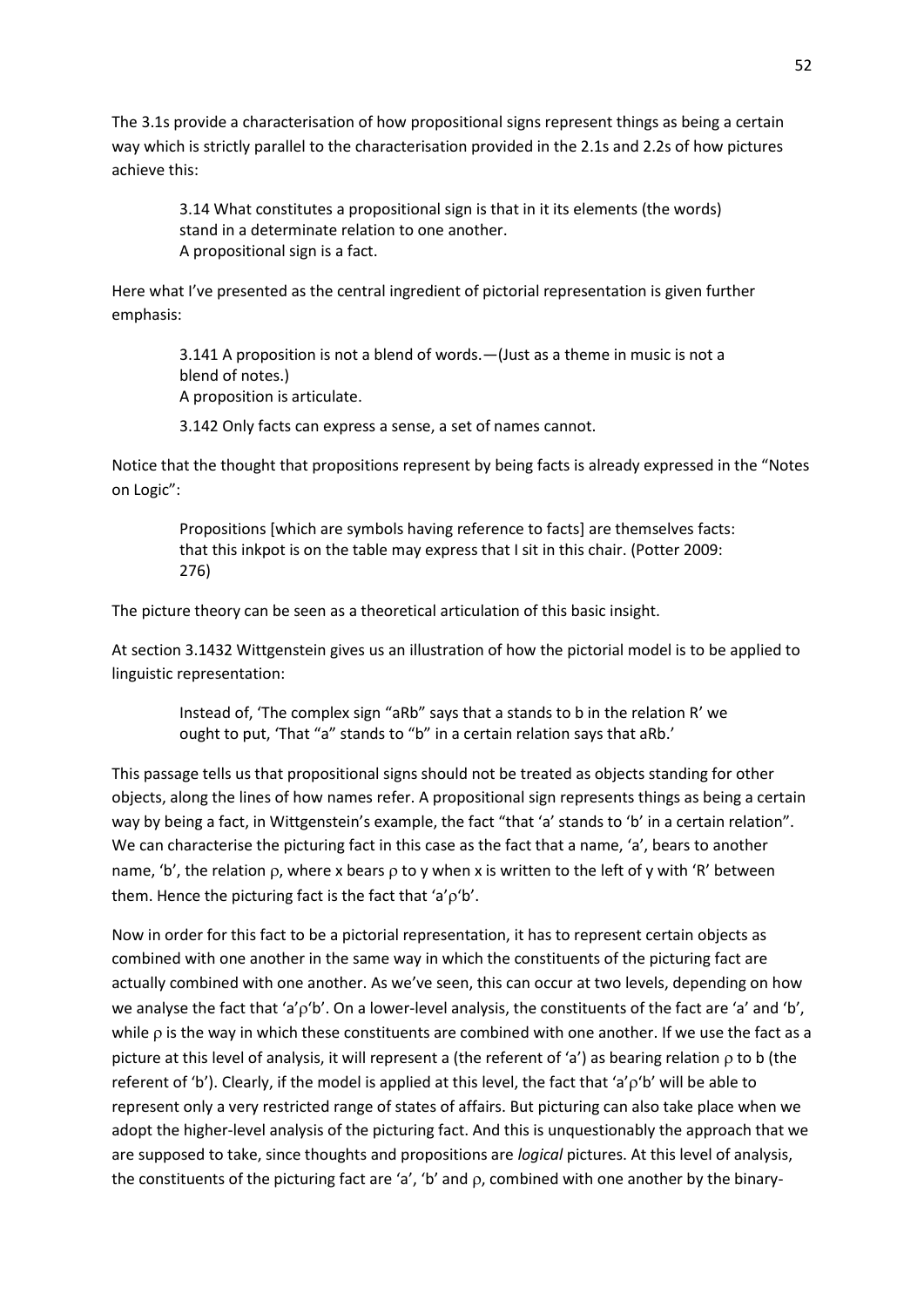The 3.1s provide a characterisation of how propositional signs represent things as being a certain way which is strictly parallel to the characterisation provided in the 2.1s and 2.2s of how pictures achieve this:

> 3.14 What constitutes a propositional sign is that in it its elements (the words) stand in a determinate relation to one another.
> A propositional sign is a fact.

Here what I've presented as the central ingredient of pictorial representation is given further emphasis:

> 3.141 A proposition is not a blend of words.—(Just as a theme in music is not a blend of notes.)
> A proposition is articulate.
>
> 3.142 Only facts can express a sense, a set of names cannot.

Notice that the thought that propositions represent by being facts is already expressed in the "Notes on Logic":

> Propositions [which are symbols having reference to facts] are themselves facts: that this inkpot is on the table may express that I sit in this chair. (Potter 2009: 276)

The picture theory can be seen as a theoretical articulation of this basic insight.

At section 3.1432 Wittgenstein gives us an illustration of how the pictorial model is to be applied to linguistic representation:

> Instead of, 'The complex sign "aRb" says that a stands to b in the relation R' we ought to put, 'That "a" stands to "b" in a certain relation says that aRb.'

This passage tells us that propositional signs should not be treated as objects standing for other objects, along the lines of how names refer. A propositional sign represents things as being a certain way by being a fact, in Wittgenstein's example, the fact "that 'a' stands to 'b' in a certain relation". We can characterise the picturing fact in this case as the fact that a name, 'a', bears to another name, 'b', the relation ρ, where x bears ρ to y when x is written to the left of y with 'R' between them. Hence the picturing fact is the fact that 'a'ρ'b'.

Now in order for this fact to be a pictorial representation, it has to represent certain objects as combined with one another in the same way in which the constituents of the picturing fact are actually combined with one another. As we've seen, this can occur at two levels, depending on how we analyse the fact that 'a'ρ'b'. On a lower-level analysis, the constituents of the fact are 'a' and 'b', while ρ is the way in which these constituents are combined with one another. If we use the fact as a picture at this level of analysis, it will represent a (the referent of 'a') as bearing relation ρ to b (the referent of 'b'). Clearly, if the model is applied at this level, the fact that 'a'ρ'b' will be able to represent only a very restricted range of states of affairs. But picturing can also take place when we adopt the higher-level analysis of the picturing fact. And this is unquestionably the approach that we are supposed to take, since thoughts and propositions are *logical* pictures. At this level of analysis, the constituents of the picturing fact are 'a', 'b' and ρ, combined with one another by the binary-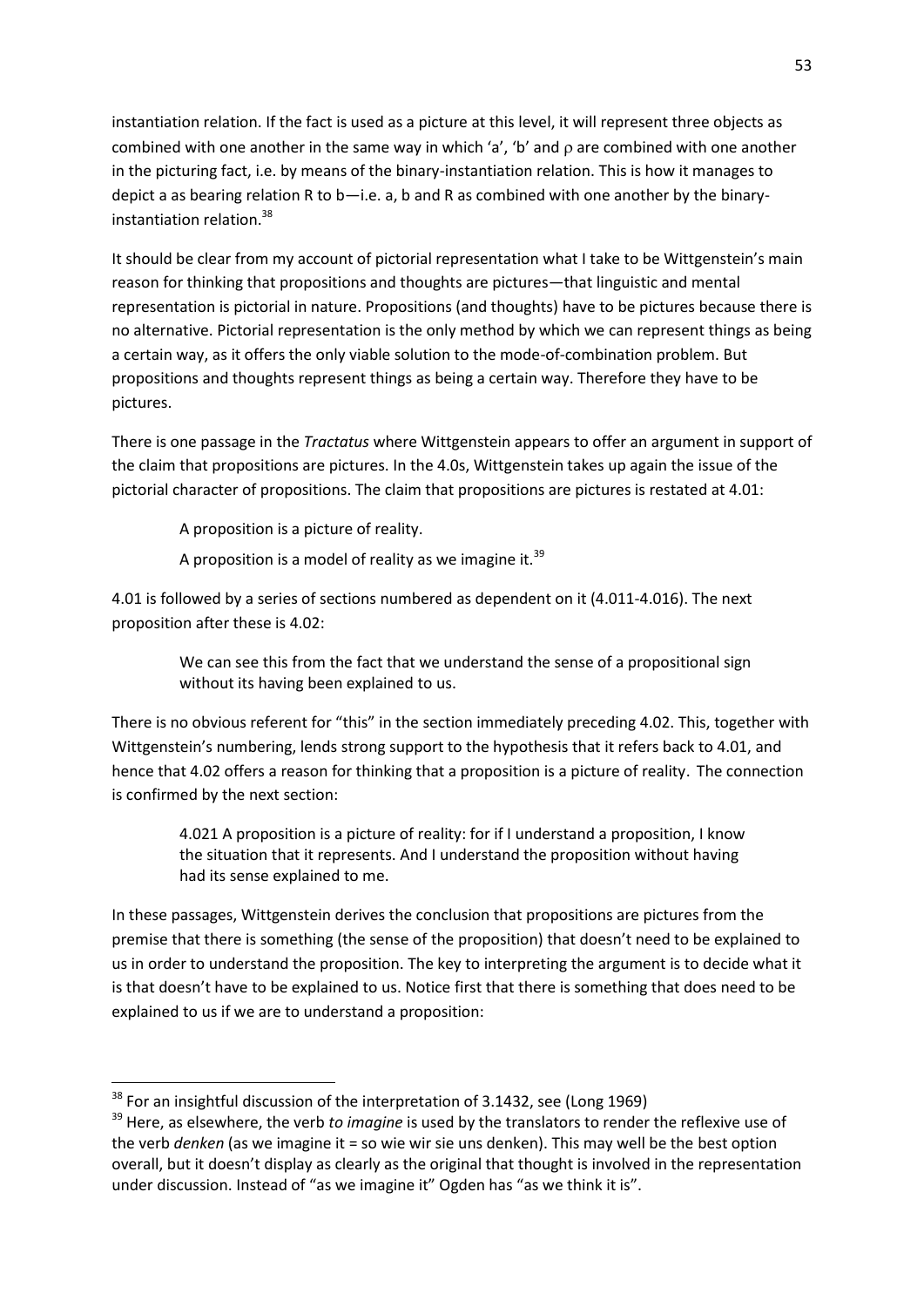instantiation relation. If the fact is used as a picture at this level, it will represent three objects as combined with one another in the same way in which 'a', 'b' and ρ are combined with one another in the picturing fact, i.e. by means of the binary-instantiation relation. This is how it manages to depict a as bearing relation R to b—i.e. a, b and R as combined with one another by the binary-instantiation relation.[38]

It should be clear from my account of pictorial representation what I take to be Wittgenstein's main reason for thinking that propositions and thoughts are pictures—that linguistic and mental representation is pictorial in nature. Propositions (and thoughts) have to be pictures because there is no alternative. Pictorial representation is the only method by which we can represent things as being a certain way, as it offers the only viable solution to the mode-of-combination problem. But propositions and thoughts represent things as being a certain way. Therefore they have to be pictures.

There is one passage in the *Tractatus* where Wittgenstein appears to offer an argument in support of the claim that propositions are pictures. In the 4.0s, Wittgenstein takes up again the issue of the pictorial character of propositions. The claim that propositions are pictures is restated at 4.01:

> A proposition is a picture of reality.
>
> A proposition is a model of reality as we imagine it.[39]

4.01 is followed by a series of sections numbered as dependent on it (4.011-4.016). The next proposition after these is 4.02:

> We can see this from the fact that we understand the sense of a propositional sign without its having been explained to us.

There is no obvious referent for "this" in the section immediately preceding 4.02. This, together with Wittgenstein's numbering, lends strong support to the hypothesis that it refers back to 4.01, and hence that 4.02 offers a reason for thinking that a proposition is a picture of reality. The connection is confirmed by the next section:

> 4.021 A proposition is a picture of reality: for if I understand a proposition, I know the situation that it represents. And I understand the proposition without having had its sense explained to me.

In these passages, Wittgenstein derives the conclusion that propositions are pictures from the premise that there is something (the sense of the proposition) that doesn't need to be explained to us in order to understand the proposition. The key to interpreting the argument is to decide what it is that doesn't have to be explained to us. Notice first that there is something that does need to be explained to us if we are to understand a proposition:

---

[38] For an insightful discussion of the interpretation of 3.1432, see (Long 1969)

[39] Here, as elsewhere, the verb *to imagine* is used by the translators to render the reflexive use of the verb *denken* (as we imagine it = so wie wir sie uns denken). This may well be the best option overall, but it doesn't display as clearly as the original that thought is involved in the representation under discussion. Instead of "as we imagine it" Ogden has "as we think it is".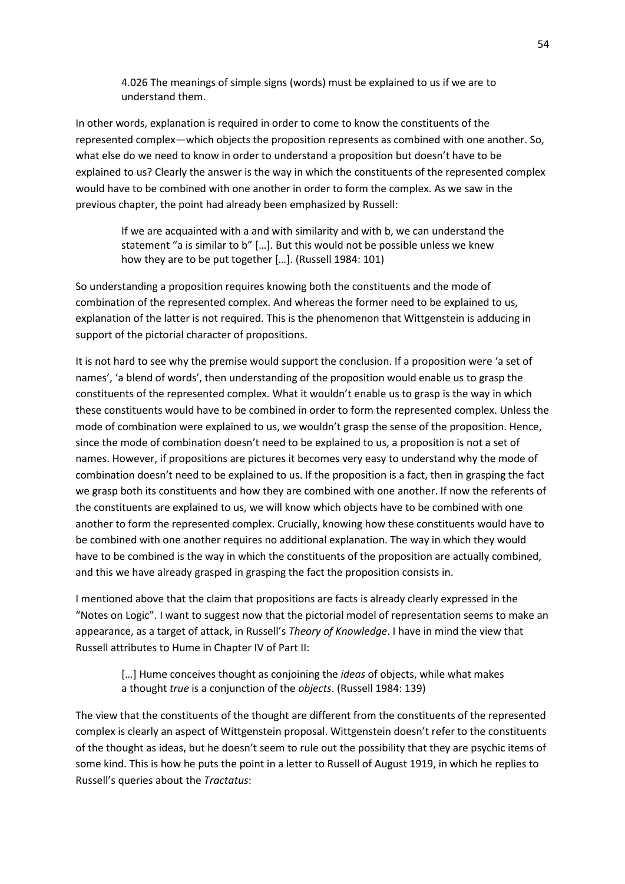> 4.026 The meanings of simple signs (words) must be explained to us if we are to understand them.

In other words, explanation is required in order to come to know the constituents of the represented complex—which objects the proposition represents as combined with one another. So, what else do we need to know in order to understand a proposition but doesn't have to be explained to us? Clearly the answer is the way in which the constituents of the represented complex would have to be combined with one another in order to form the complex. As we saw in the previous chapter, the point had already been emphasized by Russell:

> If we are acquainted with a and with similarity and with b, we can understand the statement "a is similar to b" […]. But this would not be possible unless we knew how they are to be put together […]. (Russell 1984: 101)

So understanding a proposition requires knowing both the constituents and the mode of combination of the represented complex. And whereas the former need to be explained to us, explanation of the latter is not required. This is the phenomenon that Wittgenstein is adducing in support of the pictorial character of propositions.

It is not hard to see why the premise would support the conclusion. If a proposition were 'a set of names', 'a blend of words', then understanding of the proposition would enable us to grasp the constituents of the represented complex. What it wouldn't enable us to grasp is the way in which these constituents would have to be combined in order to form the represented complex. Unless the mode of combination were explained to us, we wouldn't grasp the sense of the proposition. Hence, since the mode of combination doesn't need to be explained to us, a proposition is not a set of names. However, if propositions are pictures it becomes very easy to understand why the mode of combination doesn't need to be explained to us. If the proposition is a fact, then in grasping the fact we grasp both its constituents and how they are combined with one another. If now the referents of the constituents are explained to us, we will know which objects have to be combined with one another to form the represented complex. Crucially, knowing how these constituents would have to be combined with one another requires no additional explanation. The way in which they would have to be combined is the way in which the constituents of the proposition are actually combined, and this we have already grasped in grasping the fact the proposition consists in.

I mentioned above that the claim that propositions are facts is already clearly expressed in the "Notes on Logic". I want to suggest now that the pictorial model of representation seems to make an appearance, as a target of attack, in Russell's *Theory of Knowledge*. I have in mind the view that Russell attributes to Hume in Chapter IV of Part II:

> […] Hume conceives thought as conjoining the *ideas* of objects, while what makes a thought *true* is a conjunction of the *objects*. (Russell 1984: 139)

The view that the constituents of the thought are different from the constituents of the represented complex is clearly an aspect of Wittgenstein proposal. Wittgenstein doesn't refer to the constituents of the thought as ideas, but he doesn't seem to rule out the possibility that they are psychic items of some kind. This is how he puts the point in a letter to Russell of August 1919, in which he replies to Russell's queries about the *Tractatus*: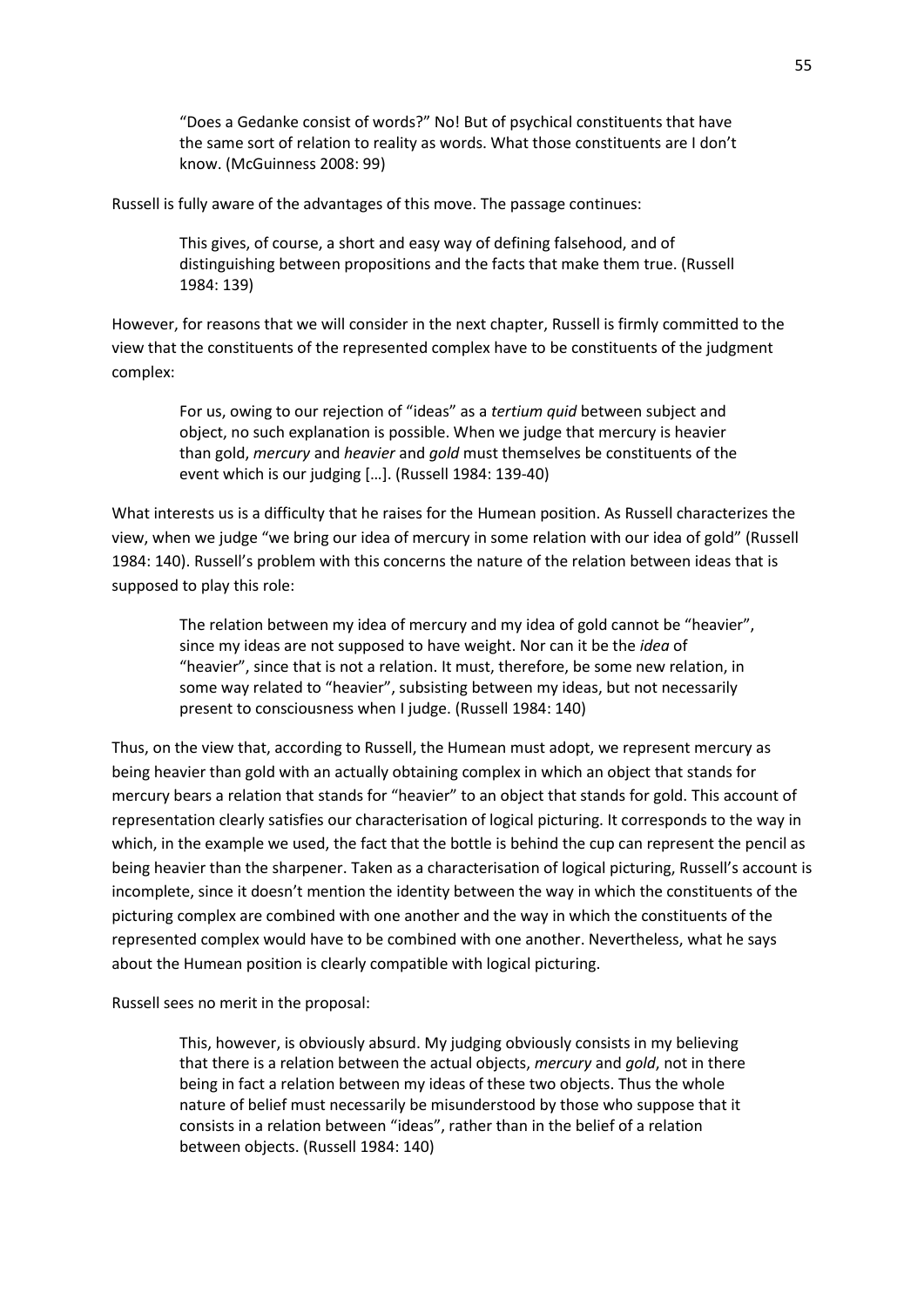> "Does a Gedanke consist of words?" No! But of psychical constituents that have the same sort of relation to reality as words. What those constituents are I don't know. (McGuinness 2008: 99)

Russell is fully aware of the advantages of this move. The passage continues:

> This gives, of course, a short and easy way of defining falsehood, and of distinguishing between propositions and the facts that make them true. (Russell 1984: 139)

However, for reasons that we will consider in the next chapter, Russell is firmly committed to the view that the constituents of the represented complex have to be constituents of the judgment complex:

> For us, owing to our rejection of "ideas" as a *tertium quid* between subject and object, no such explanation is possible. When we judge that mercury is heavier than gold, *mercury* and *heavier* and *gold* must themselves be constituents of the event which is our judging […]. (Russell 1984: 139-40)

What interests us is a difficulty that he raises for the Humean position. As Russell characterizes the view, when we judge "we bring our idea of mercury in some relation with our idea of gold" (Russell 1984: 140). Russell's problem with this concerns the nature of the relation between ideas that is supposed to play this role:

> The relation between my idea of mercury and my idea of gold cannot be "heavier", since my ideas are not supposed to have weight. Nor can it be the *idea* of "heavier", since that is not a relation. It must, therefore, be some new relation, in some way related to "heavier", subsisting between my ideas, but not necessarily present to consciousness when I judge. (Russell 1984: 140)

Thus, on the view that, according to Russell, the Humean must adopt, we represent mercury as being heavier than gold with an actually obtaining complex in which an object that stands for mercury bears a relation that stands for "heavier" to an object that stands for gold. This account of representation clearly satisfies our characterisation of logical picturing. It corresponds to the way in which, in the example we used, the fact that the bottle is behind the cup can represent the pencil as being heavier than the sharpener. Taken as a characterisation of logical picturing, Russell's account is incomplete, since it doesn't mention the identity between the way in which the constituents of the picturing complex are combined with one another and the way in which the constituents of the represented complex would have to be combined with one another. Nevertheless, what he says about the Humean position is clearly compatible with logical picturing.

Russell sees no merit in the proposal:

> This, however, is obviously absurd. My judging obviously consists in my believing that there is a relation between the actual objects, *mercury* and *gold*, not in there being in fact a relation between my ideas of these two objects. Thus the whole nature of belief must necessarily be misunderstood by those who suppose that it consists in a relation between "ideas", rather than in the belief of a relation between objects. (Russell 1984: 140)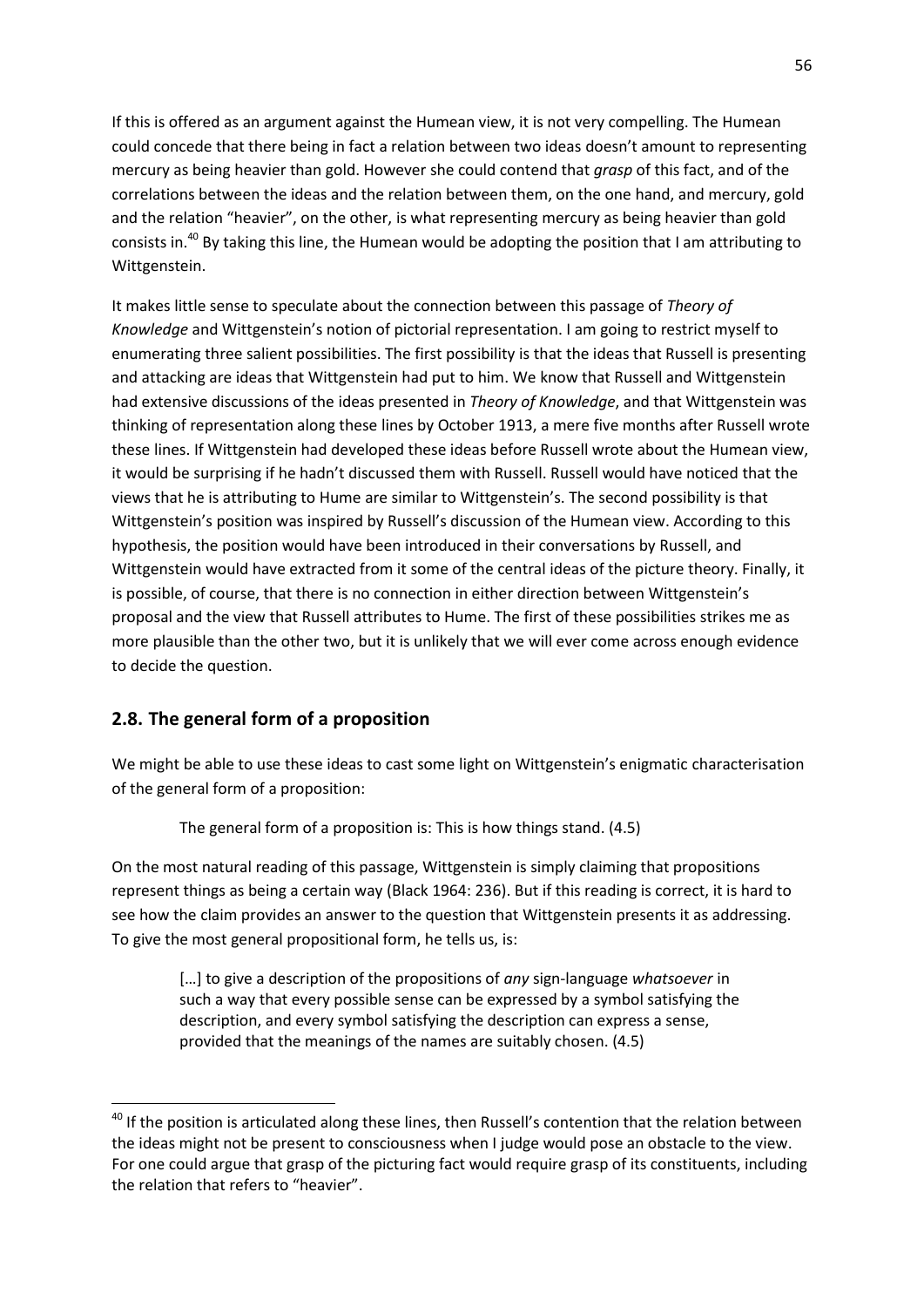If this is offered as an argument against the Humean view, it is not very compelling. The Humean could concede that there being in fact a relation between two ideas doesn't amount to representing mercury as being heavier than gold. However she could contend that *grasp* of this fact, and of the correlations between the ideas and the relation between them, on the one hand, and mercury, gold and the relation "heavier", on the other, is what representing mercury as being heavier than gold consists in.[40] By taking this line, the Humean would be adopting the position that I am attributing to Wittgenstein.

It makes little sense to speculate about the connection between this passage of *Theory of Knowledge* and Wittgenstein's notion of pictorial representation. I am going to restrict myself to enumerating three salient possibilities. The first possibility is that the ideas that Russell is presenting and attacking are ideas that Wittgenstein had put to him. We know that Russell and Wittgenstein had extensive discussions of the ideas presented in *Theory of Knowledge*, and that Wittgenstein was thinking of representation along these lines by October 1913, a mere five months after Russell wrote these lines. If Wittgenstein had developed these ideas before Russell wrote about the Humean view, it would be surprising if he hadn't discussed them with Russell. Russell would have noticed that the views that he is attributing to Hume are similar to Wittgenstein's. The second possibility is that Wittgenstein's position was inspired by Russell's discussion of the Humean view. According to this hypothesis, the position would have been introduced in their conversations by Russell, and Wittgenstein would have extracted from it some of the central ideas of the picture theory. Finally, it is possible, of course, that there is no connection in either direction between Wittgenstein's proposal and the view that Russell attributes to Hume. The first of these possibilities strikes me as more plausible than the other two, but it is unlikely that we will ever come across enough evidence to decide the question.

## 2.8. The general form of a proposition

We might be able to use these ideas to cast some light on Wittgenstein's enigmatic characterisation of the general form of a proposition:

> The general form of a proposition is: This is how things stand. (4.5)

On the most natural reading of this passage, Wittgenstein is simply claiming that propositions represent things as being a certain way (Black 1964: 236). But if this reading is correct, it is hard to see how the claim provides an answer to the question that Wittgenstein presents it as addressing. To give the most general propositional form, he tells us, is:

> […] to give a description of the propositions of *any* sign-language *whatsoever* in such a way that every possible sense can be expressed by a symbol satisfying the description, and every symbol satisfying the description can express a sense, provided that the meanings of the names are suitably chosen. (4.5)

---

[40] If the position is articulated along these lines, then Russell's contention that the relation between the ideas might not be present to consciousness when I judge would pose an obstacle to the view. For one could argue that grasp of the picturing fact would require grasp of its constituents, including the relation that refers to "heavier".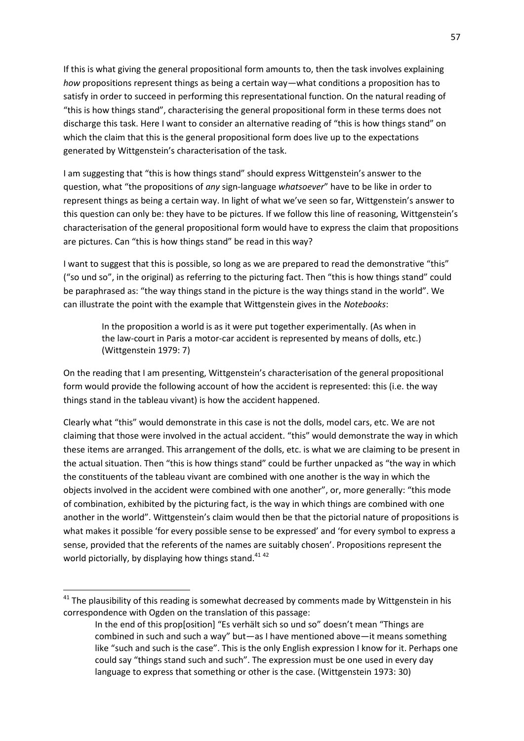If this is what giving the general propositional form amounts to, then the task involves explaining *how* propositions represent things as being a certain way—what conditions a proposition has to satisfy in order to succeed in performing this representational function. On the natural reading of "this is how things stand", characterising the general propositional form in these terms does not discharge this task. Here I want to consider an alternative reading of "this is how things stand" on which the claim that this is the general propositional form does live up to the expectations generated by Wittgenstein's characterisation of the task.

I am suggesting that "this is how things stand" should express Wittgenstein's answer to the question, what "the propositions of *any* sign-language *whatsoever*" have to be like in order to represent things as being a certain way. In light of what we've seen so far, Wittgenstein's answer to this question can only be: they have to be pictures. If we follow this line of reasoning, Wittgenstein's characterisation of the general propositional form would have to express the claim that propositions are pictures. Can "this is how things stand" be read in this way?

I want to suggest that this is possible, so long as we are prepared to read the demonstrative "this" ("so und so", in the original) as referring to the picturing fact. Then "this is how things stand" could be paraphrased as: "the way things stand in the picture is the way things stand in the world". We can illustrate the point with the example that Wittgenstein gives in the *Notebooks*:

> In the proposition a world is as it were put together experimentally. (As when in the law-court in Paris a motor-car accident is represented by means of dolls, etc.) (Wittgenstein 1979: 7)

On the reading that I am presenting, Wittgenstein's characterisation of the general propositional form would provide the following account of how the accident is represented: this (i.e. the way things stand in the tableau vivant) is how the accident happened.

Clearly what "this" would demonstrate in this case is not the dolls, model cars, etc. We are not claiming that those were involved in the actual accident. "this" would demonstrate the way in which these items are arranged. This arrangement of the dolls, etc. is what we are claiming to be present in the actual situation. Then "this is how things stand" could be further unpacked as "the way in which the constituents of the tableau vivant are combined with one another is the way in which the objects involved in the accident were combined with one another", or, more generally: "this mode of combination, exhibited by the picturing fact, is the way in which things are combined with one another in the world". Wittgenstein's claim would then be that the pictorial nature of propositions is what makes it possible 'for every possible sense to be expressed' and 'for every symbol to express a sense, provided that the referents of the names are suitably chosen'. Propositions represent the world pictorially, by displaying how things stand.[41] [42]

---

[41] The plausibility of this reading is somewhat decreased by comments made by Wittgenstein in his correspondence with Ogden on the translation of this passage:

> In the end of this prop[osition] "Es verhält sich so und so" doesn't mean "Things are combined in such and such a way" but—as I have mentioned above—it means something like "such and such is the case". This is the only English expression I know for it. Perhaps one could say "things stand such and such". The expression must be one used in every day language to express that something or other is the case. (Wittgenstein 1973: 30)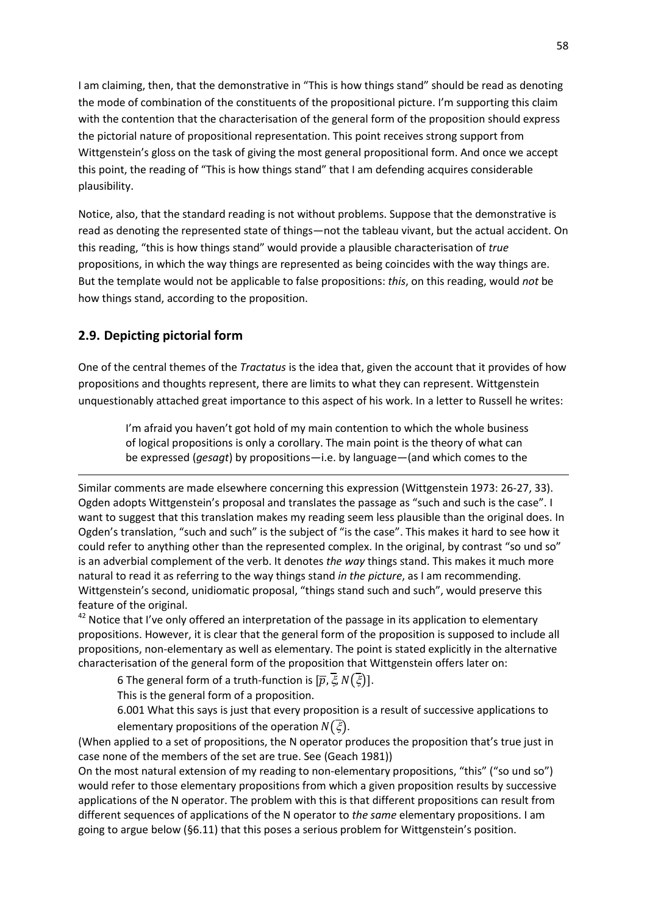I am claiming, then, that the demonstrative in "This is how things stand" should be read as denoting the mode of combination of the constituents of the propositional picture. I'm supporting this claim with the contention that the characterisation of the general form of the proposition should express the pictorial nature of propositional representation. This point receives strong support from Wittgenstein's gloss on the task of giving the most general propositional form. And once we accept this point, the reading of "This is how things stand" that I am defending acquires considerable plausibility.

Notice, also, that the standard reading is not without problems. Suppose that the demonstrative is read as denoting the represented state of things—not the tableau vivant, but the actual accident. On this reading, "this is how things stand" would provide a plausible characterisation of *true* propositions, in which the way things are represented as being coincides with the way things are. But the template would not be applicable to false propositions: *this*, on this reading, would *not* be how things stand, according to the proposition.

## 2.9. Depicting pictorial form

One of the central themes of the *Tractatus* is the idea that, given the account that it provides of how propositions and thoughts represent, there are limits to what they can represent. Wittgenstein unquestionably attached great importance to this aspect of his work. In a letter to Russell he writes:

> I'm afraid you haven't got hold of my main contention to which the whole business of logical propositions is only a corollary. The main point is the theory of what can be expressed (*gesagt*) by propositions—i.e. by language—(and which comes to the

---

Similar comments are made elsewhere concerning this expression (Wittgenstein 1973: 26-27, 33). Ogden adopts Wittgenstein's proposal and translates the passage as "such and such is the case". I want to suggest that this translation makes my reading seem less plausible than the original does. In Ogden's translation, "such and such" is the subject of "is the case". This makes it hard to see how it could refer to anything other than the represented complex. In the original, by contrast "so und so" is an adverbial complement of the verb. It denotes *the way* things stand. This makes it much more natural to read it as referring to the way things stand *in the picture*, as I am recommending. Wittgenstein's second, unidiomatic proposal, "things stand such and such", would preserve this feature of the original.

[42] Notice that I've only offered an interpretation of the passage in its application to elementary propositions. However, it is clear that the general form of the proposition is supposed to include all propositions, non-elementary as well as elementary. The point is stated explicitly in the alternative characterisation of the general form of the proposition that Wittgenstein offers later on:

> 6 The general form of a truth-function is $[\overline{p}, \overline{\xi}, N(\overline{\xi})]$.
>
> This is the general form of a proposition.
>
> 6.001 What this says is just that every proposition is a result of successive applications to elementary propositions of the operation $N(\overline{\xi})$.

(When applied to a set of propositions, the N operator produces the proposition that's true just in case none of the members of the set are true. See (Geach 1981))

On the most natural extension of my reading to non-elementary propositions, "this" ("so und so") would refer to those elementary propositions from which a given proposition results by successive applications of the N operator. The problem with this is that different propositions can result from different sequences of applications of the N operator to *the same* elementary propositions. I am going to argue below (§6.11) that this poses a serious problem for Wittgenstein's position.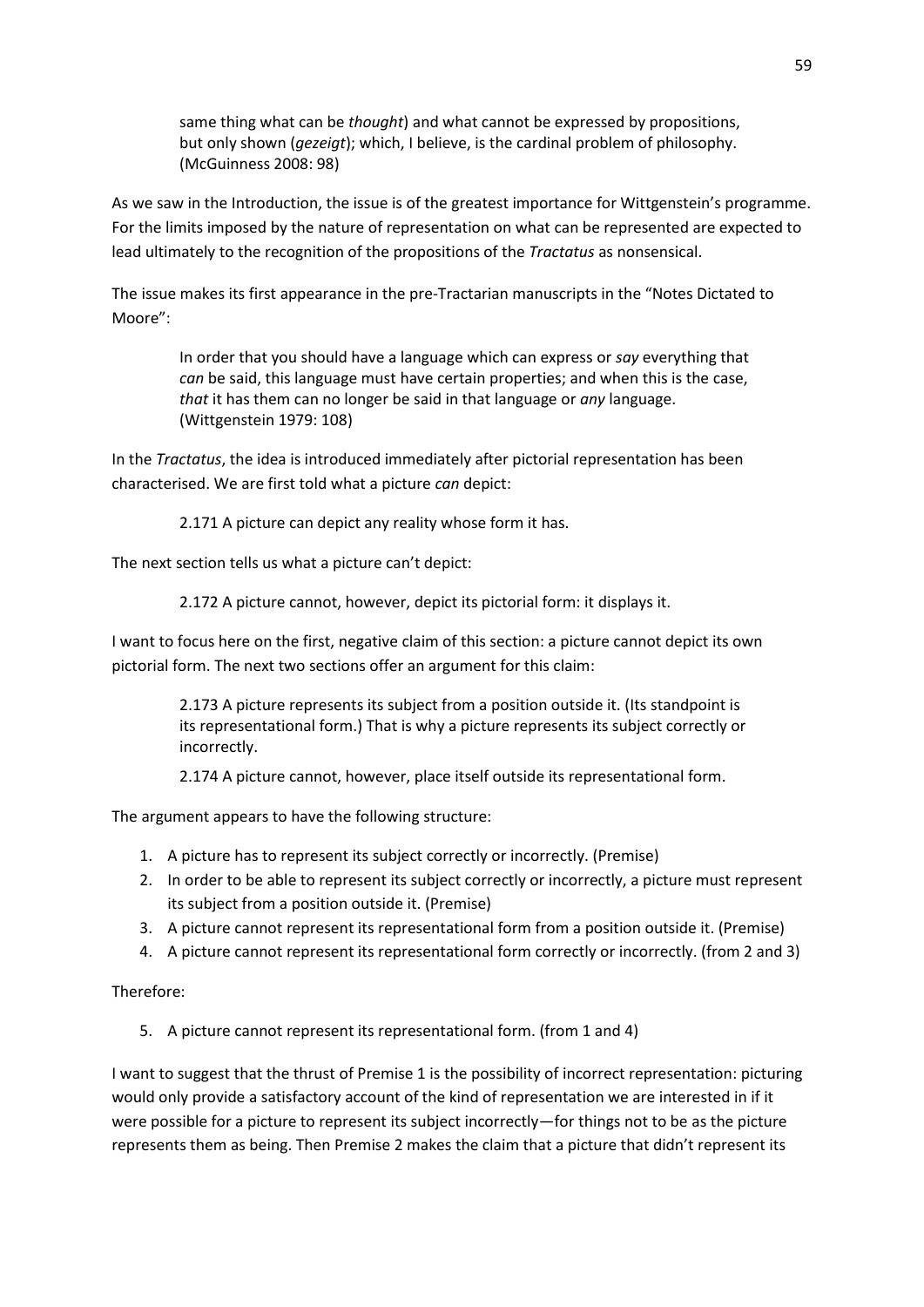> same thing what can be *thought*) and what cannot be expressed by propositions, but only shown (*gezeigt*); which, I believe, is the cardinal problem of philosophy. (McGuinness 2008: 98)

As we saw in the Introduction, the issue is of the greatest importance for Wittgenstein's programme. For the limits imposed by the nature of representation on what can be represented are expected to lead ultimately to the recognition of the propositions of the *Tractatus* as nonsensical.

The issue makes its first appearance in the pre-Tractarian manuscripts in the "Notes Dictated to Moore":

> In order that you should have a language which can express or *say* everything that *can* be said, this language must have certain properties; and when this is the case, *that* it has them can no longer be said in that language or *any* language. (Wittgenstein 1979: 108)

In the *Tractatus*, the idea is introduced immediately after pictorial representation has been characterised. We are first told what a picture *can* depict:

> 2.171 A picture can depict any reality whose form it has.

The next section tells us what a picture can't depict:

> 2.172 A picture cannot, however, depict its pictorial form: it displays it.

I want to focus here on the first, negative claim of this section: a picture cannot depict its own pictorial form. The next two sections offer an argument for this claim:

> 2.173 A picture represents its subject from a position outside it. (Its standpoint is its representational form.) That is why a picture represents its subject correctly or incorrectly.
>
> 2.174 A picture cannot, however, place itself outside its representational form.

The argument appears to have the following structure:

1. A picture has to represent its subject correctly or incorrectly. (Premise)
2. In order to be able to represent its subject correctly or incorrectly, a picture must represent its subject from a position outside it. (Premise)
3. A picture cannot represent its representational form from a position outside it. (Premise)
4. A picture cannot represent its representational form correctly or incorrectly. (from 2 and 3)

Therefore:

5. A picture cannot represent its representational form. (from 1 and 4)

I want to suggest that the thrust of Premise 1 is the possibility of incorrect representation: picturing would only provide a satisfactory account of the kind of representation we are interested in if it were possible for a picture to represent its subject incorrectly—for things not to be as the picture represents them as being. Then Premise 2 makes the claim that a picture that didn't represent its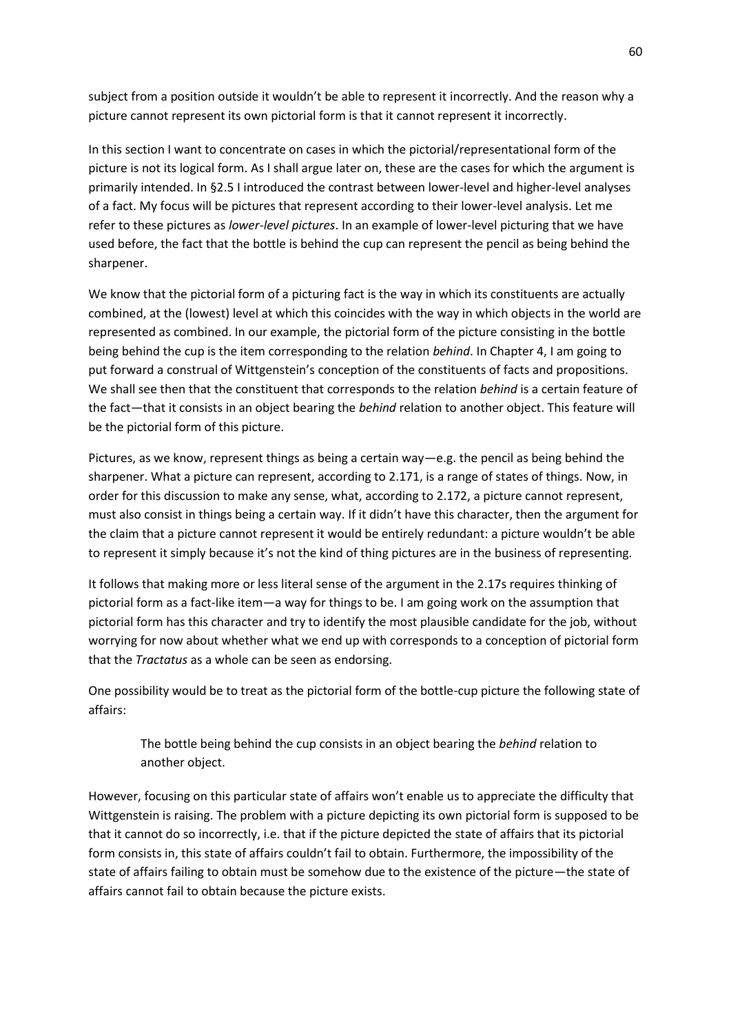subject from a position outside it wouldn't be able to represent it incorrectly. And the reason why a picture cannot represent its own pictorial form is that it cannot represent it incorrectly.

In this section I want to concentrate on cases in which the pictorial/representational form of the picture is not its logical form. As I shall argue later on, these are the cases for which the argument is primarily intended. In §2.5 I introduced the contrast between lower-level and higher-level analyses of a fact. My focus will be pictures that represent according to their lower-level analysis. Let me refer to these pictures as *lower-level pictures*. In an example of lower-level picturing that we have used before, the fact that the bottle is behind the cup can represent the pencil as being behind the sharpener.

We know that the pictorial form of a picturing fact is the way in which its constituents are actually combined, at the (lowest) level at which this coincides with the way in which objects in the world are represented as combined. In our example, the pictorial form of the picture consisting in the bottle being behind the cup is the item corresponding to the relation *behind*. In Chapter 4, I am going to put forward a construal of Wittgenstein's conception of the constituents of facts and propositions. We shall see then that the constituent that corresponds to the relation *behind* is a certain feature of the fact—that it consists in an object bearing the *behind* relation to another object. This feature will be the pictorial form of this picture.

Pictures, as we know, represent things as being a certain way—e.g. the pencil as being behind the sharpener. What a picture can represent, according to 2.171, is a range of states of things. Now, in order for this discussion to make any sense, what, according to 2.172, a picture cannot represent, must also consist in things being a certain way. If it didn't have this character, then the argument for the claim that a picture cannot represent it would be entirely redundant: a picture wouldn't be able to represent it simply because it's not the kind of thing pictures are in the business of representing.

It follows that making more or less literal sense of the argument in the 2.17s requires thinking of pictorial form as a fact-like item—a way for things to be. I am going work on the assumption that pictorial form has this character and try to identify the most plausible candidate for the job, without worrying for now about whether what we end up with corresponds to a conception of pictorial form that the *Tractatus* as a whole can be seen as endorsing.

One possibility would be to treat as the pictorial form of the bottle-cup picture the following state of affairs:

> The bottle being behind the cup consists in an object bearing the *behind* relation to another object.

However, focusing on this particular state of affairs won't enable us to appreciate the difficulty that Wittgenstein is raising. The problem with a picture depicting its own pictorial form is supposed to be that it cannot do so incorrectly, i.e. that if the picture depicted the state of affairs that its pictorial form consists in, this state of affairs couldn't fail to obtain. Furthermore, the impossibility of the state of affairs failing to obtain must be somehow due to the existence of the picture—the state of affairs cannot fail to obtain because the picture exists.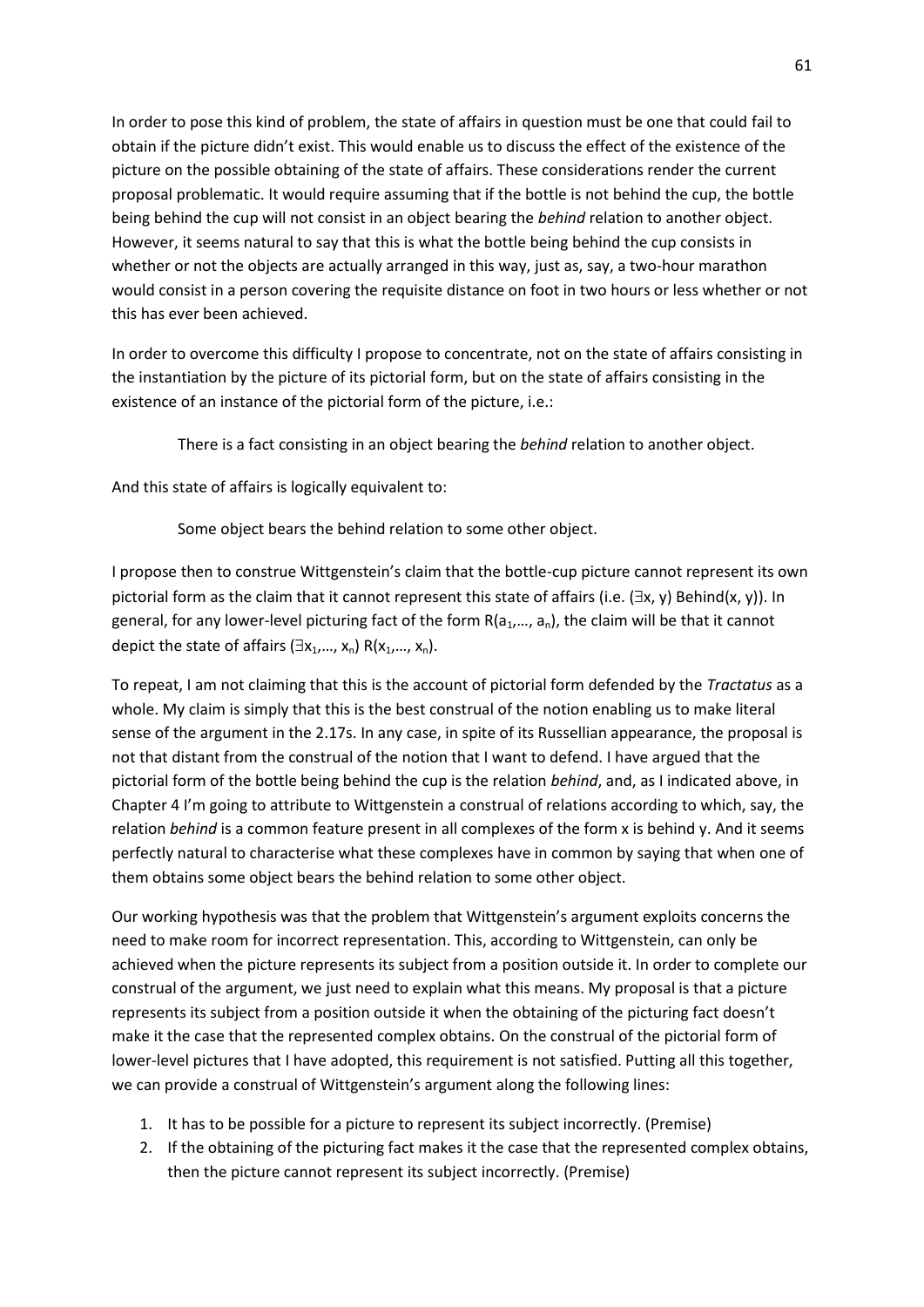In order to pose this kind of problem, the state of affairs in question must be one that could fail to obtain if the picture didn't exist. This would enable us to discuss the effect of the existence of the picture on the possible obtaining of the state of affairs. These considerations render the current proposal problematic. It would require assuming that if the bottle is not behind the cup, the bottle being behind the cup will not consist in an object bearing the *behind* relation to another object. However, it seems natural to say that this is what the bottle being behind the cup consists in whether or not the objects are actually arranged in this way, just as, say, a two-hour marathon would consist in a person covering the requisite distance on foot in two hours or less whether or not this has ever been achieved.

In order to overcome this difficulty I propose to concentrate, not on the state of affairs consisting in the instantiation by the picture of its pictorial form, but on the state of affairs consisting in the existence of an instance of the pictorial form of the picture, i.e.:

> There is a fact consisting in an object bearing the *behind* relation to another object.

And this state of affairs is logically equivalent to:

> Some object bears the behind relation to some other object.

I propose then to construe Wittgenstein's claim that the bottle-cup picture cannot represent its own pictorial form as the claim that it cannot represent this state of affairs (i.e. $(\exists x, y)\ Behind(x, y)$). In general, for any lower-level picturing fact of the form $R(a_1,\ldots, a_n)$, the claim will be that it cannot depict the state of affairs $(\exists x_1,\ldots, x_n)\ R(x_1,\ldots, x_n)$.

To repeat, I am not claiming that this is the account of pictorial form defended by the *Tractatus* as a whole. My claim is simply that this is the best construal of the notion enabling us to make literal sense of the argument in the 2.17s. In any case, in spite of its Russellian appearance, the proposal is not that distant from the construal of the notion that I want to defend. I have argued that the pictorial form of the bottle being behind the cup is the relation *behind*, and, as I indicated above, in Chapter 4 I'm going to attribute to Wittgenstein a construal of relations according to which, say, the relation *behind* is a common feature present in all complexes of the form x is behind y. And it seems perfectly natural to characterise what these complexes have in common by saying that when one of them obtains some object bears the behind relation to some other object.

Our working hypothesis was that the problem that Wittgenstein's argument exploits concerns the need to make room for incorrect representation. This, according to Wittgenstein, can only be achieved when the picture represents its subject from a position outside it. In order to complete our construal of the argument, we just need to explain what this means. My proposal is that a picture represents its subject from a position outside it when the obtaining of the picturing fact doesn't make it the case that the represented complex obtains. On the construal of the pictorial form of lower-level pictures that I have adopted, this requirement is not satisfied. Putting all this together, we can provide a construal of Wittgenstein's argument along the following lines:

1. It has to be possible for a picture to represent its subject incorrectly. (Premise)
2. If the obtaining of the picturing fact makes it the case that the represented complex obtains, then the picture cannot represent its subject incorrectly. (Premise)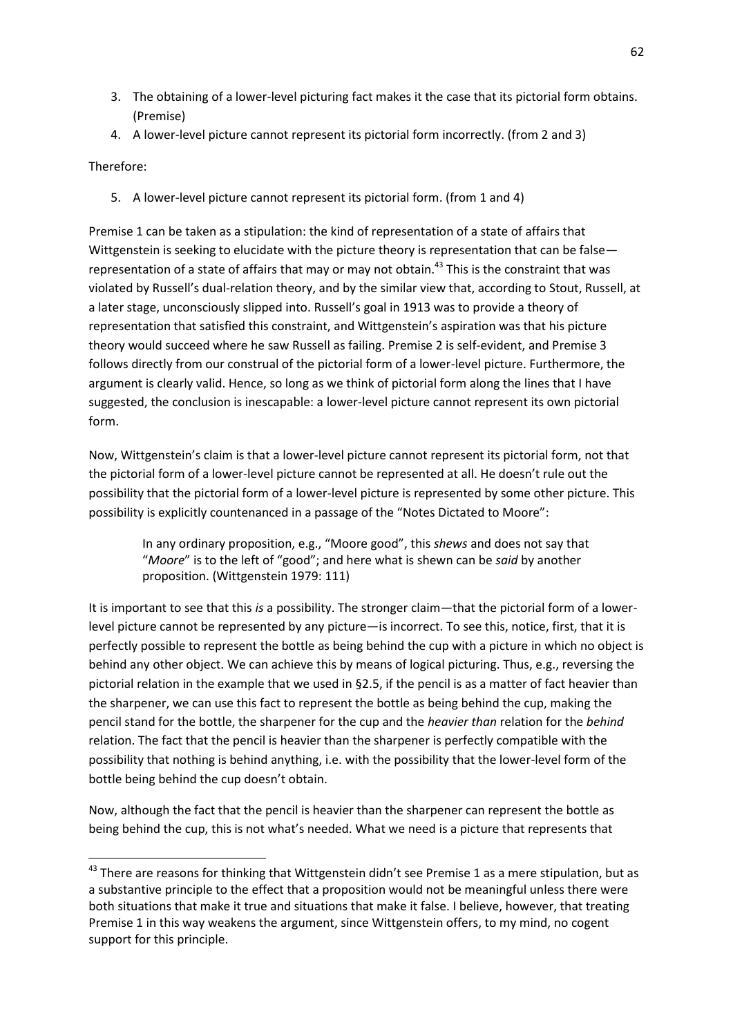3. The obtaining of a lower-level picturing fact makes it the case that its pictorial form obtains. (Premise)
4. A lower-level picture cannot represent its pictorial form incorrectly. (from 2 and 3)

Therefore:

5. A lower-level picture cannot represent its pictorial form. (from 1 and 4)

Premise 1 can be taken as a stipulation: the kind of representation of a state of affairs that Wittgenstein is seeking to elucidate with the picture theory is representation that can be false—representation of a state of affairs that may or may not obtain.[43] This is the constraint that was violated by Russell's dual-relation theory, and by the similar view that, according to Stout, Russell, at a later stage, unconsciously slipped into. Russell's goal in 1913 was to provide a theory of representation that satisfied this constraint, and Wittgenstein's aspiration was that his picture theory would succeed where he saw Russell as failing. Premise 2 is self-evident, and Premise 3 follows directly from our construal of the pictorial form of a lower-level picture. Furthermore, the argument is clearly valid. Hence, so long as we think of pictorial form along the lines that I have suggested, the conclusion is inescapable: a lower-level picture cannot represent its own pictorial form.

Now, Wittgenstein's claim is that a lower-level picture cannot represent its pictorial form, not that the pictorial form of a lower-level picture cannot be represented at all. He doesn't rule out the possibility that the pictorial form of a lower-level picture is represented by some other picture. This possibility is explicitly countenanced in a passage of the "Notes Dictated to Moore":

> In any ordinary proposition, e.g., "Moore good", this *shews* and does not say that "*Moore*" is to the left of "good"; and here what is shewn can be *said* by another proposition. (Wittgenstein 1979: 111)

It is important to see that this *is* a possibility. The stronger claim—that the pictorial form of a lower-level picture cannot be represented by any picture—is incorrect. To see this, notice, first, that it is perfectly possible to represent the bottle as being behind the cup with a picture in which no object is behind any other object. We can achieve this by means of logical picturing. Thus, e.g., reversing the pictorial relation in the example that we used in §2.5, if the pencil is as a matter of fact heavier than the sharpener, we can use this fact to represent the bottle as being behind the cup, making the pencil stand for the bottle, the sharpener for the cup and the *heavier than* relation for the *behind* relation. The fact that the pencil is heavier than the sharpener is perfectly compatible with the possibility that nothing is behind anything, i.e. with the possibility that the lower-level form of the bottle being behind the cup doesn't obtain.

Now, although the fact that the pencil is heavier than the sharpener can represent the bottle as being behind the cup, this is not what's needed. What we need is a picture that represents that

[43] There are reasons for thinking that Wittgenstein didn't see Premise 1 as a mere stipulation, but as a substantive principle to the effect that a proposition would not be meaningful unless there were both situations that make it true and situations that make it false. I believe, however, that treating Premise 1 in this way weakens the argument, since Wittgenstein offers, to my mind, no cogent support for this principle.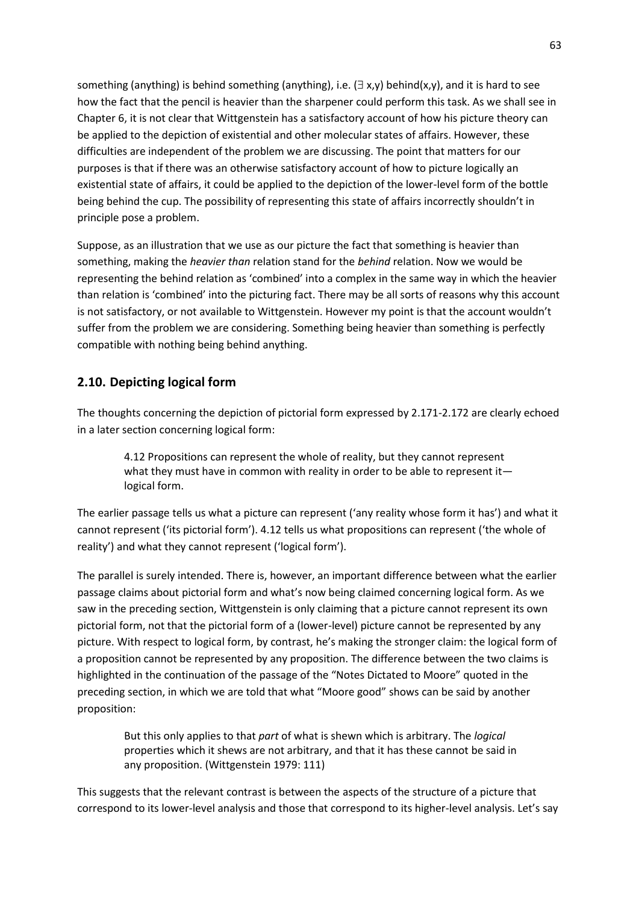something (anything) is behind something (anything), i.e. $(\exists x,y)$ behind$(x,y)$, and it is hard to see how the fact that the pencil is heavier than the sharpener could perform this task. As we shall see in Chapter 6, it is not clear that Wittgenstein has a satisfactory account of how his picture theory can be applied to the depiction of existential and other molecular states of affairs. However, these difficulties are independent of the problem we are discussing. The point that matters for our purposes is that if there was an otherwise satisfactory account of how to picture logically an existential state of affairs, it could be applied to the depiction of the lower-level form of the bottle being behind the cup. The possibility of representing this state of affairs incorrectly shouldn't in principle pose a problem.

Suppose, as an illustration that we use as our picture the fact that something is heavier than something, making the *heavier than* relation stand for the *behind* relation. Now we would be representing the behind relation as 'combined' into a complex in the same way in which the heavier than relation is 'combined' into the picturing fact. There may be all sorts of reasons why this account is not satisfactory, or not available to Wittgenstein. However my point is that the account wouldn't suffer from the problem we are considering. Something being heavier than something is perfectly compatible with nothing being behind anything.

## 2.10. Depicting logical form

The thoughts concerning the depiction of pictorial form expressed by 2.171-2.172 are clearly echoed in a later section concerning logical form:

> 4.12 Propositions can represent the whole of reality, but they cannot represent what they must have in common with reality in order to be able to represent it—logical form.

The earlier passage tells us what a picture can represent ('any reality whose form it has') and what it cannot represent ('its pictorial form'). 4.12 tells us what propositions can represent ('the whole of reality') and what they cannot represent ('logical form').

The parallel is surely intended. There is, however, an important difference between what the earlier passage claims about pictorial form and what's now being claimed concerning logical form. As we saw in the preceding section, Wittgenstein is only claiming that a picture cannot represent its own pictorial form, not that the pictorial form of a (lower-level) picture cannot be represented by any picture. With respect to logical form, by contrast, he's making the stronger claim: the logical form of a proposition cannot be represented by any proposition. The difference between the two claims is highlighted in the continuation of the passage of the "Notes Dictated to Moore" quoted in the preceding section, in which we are told that what "Moore good" shows can be said by another proposition:

> But this only applies to that *part* of what is shewn which is arbitrary. The *logical* properties which it shews are not arbitrary, and that it has these cannot be said in any proposition. (Wittgenstein 1979: 111)

This suggests that the relevant contrast is between the aspects of the structure of a picture that correspond to its lower-level analysis and those that correspond to its higher-level analysis. Let's say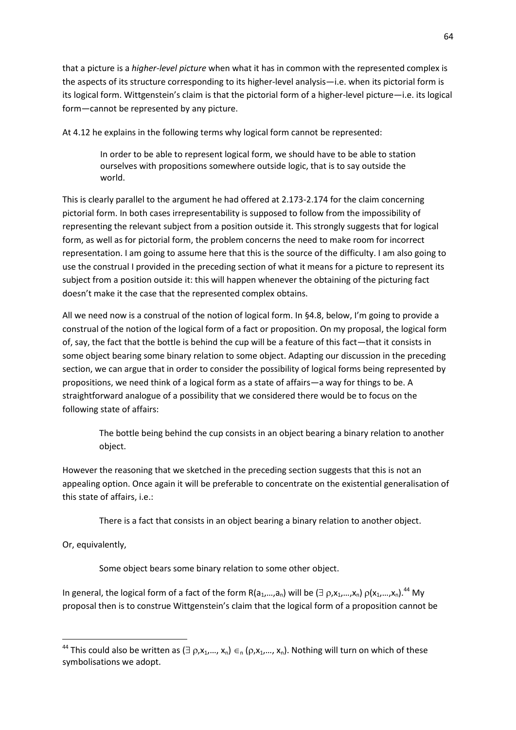that a picture is a *higher-level picture* when what it has in common with the represented complex is the aspects of its structure corresponding to its higher-level analysis—i.e. when its pictorial form is its logical form. Wittgenstein's claim is that the pictorial form of a higher-level picture—i.e. its logical form—cannot be represented by any picture.

At 4.12 he explains in the following terms why logical form cannot be represented:

> In order to be able to represent logical form, we should have to be able to station ourselves with propositions somewhere outside logic, that is to say outside the world.

This is clearly parallel to the argument he had offered at 2.173-2.174 for the claim concerning pictorial form. In both cases irrepresentability is supposed to follow from the impossibility of representing the relevant subject from a position outside it. This strongly suggests that for logical form, as well as for pictorial form, the problem concerns the need to make room for incorrect representation. I am going to assume here that this is the source of the difficulty. I am also going to use the construal I provided in the preceding section of what it means for a picture to represent its subject from a position outside it: this will happen whenever the obtaining of the picturing fact doesn't make it the case that the represented complex obtains.

All we need now is a construal of the notion of logical form. In §4.8, below, I'm going to provide a construal of the notion of the logical form of a fact or proposition. On my proposal, the logical form of, say, the fact that the bottle is behind the cup will be a feature of this fact—that it consists in some object bearing some binary relation to some object. Adapting our discussion in the preceding section, we can argue that in order to consider the possibility of logical forms being represented by propositions, we need think of a logical form as a state of affairs—a way for things to be. A straightforward analogue of a possibility that we considered there would be to focus on the following state of affairs:

> The bottle being behind the cup consists in an object bearing a binary relation to another object.

However the reasoning that we sketched in the preceding section suggests that this is not an appealing option. Once again it will be preferable to concentrate on the existential generalisation of this state of affairs, i.e.:

> There is a fact that consists in an object bearing a binary relation to another object.

Or, equivalently,

> Some object bears some binary relation to some other object.

In general, the logical form of a fact of the form $R(a_1,\ldots,a_n)$ will be $(\exists\, \rho, x_1,\ldots,x_n)\, \rho(x_1,\ldots,x_n)$.[44] My proposal then is to construe Wittgenstein's claim that the logical form of a proposition cannot be

---

[44] This could also be written as $(\exists\, \rho, x_1,\ldots, x_n) \in_n (\rho, x_1,\ldots, x_n)$. Nothing will turn on which of these symbolisations we adopt.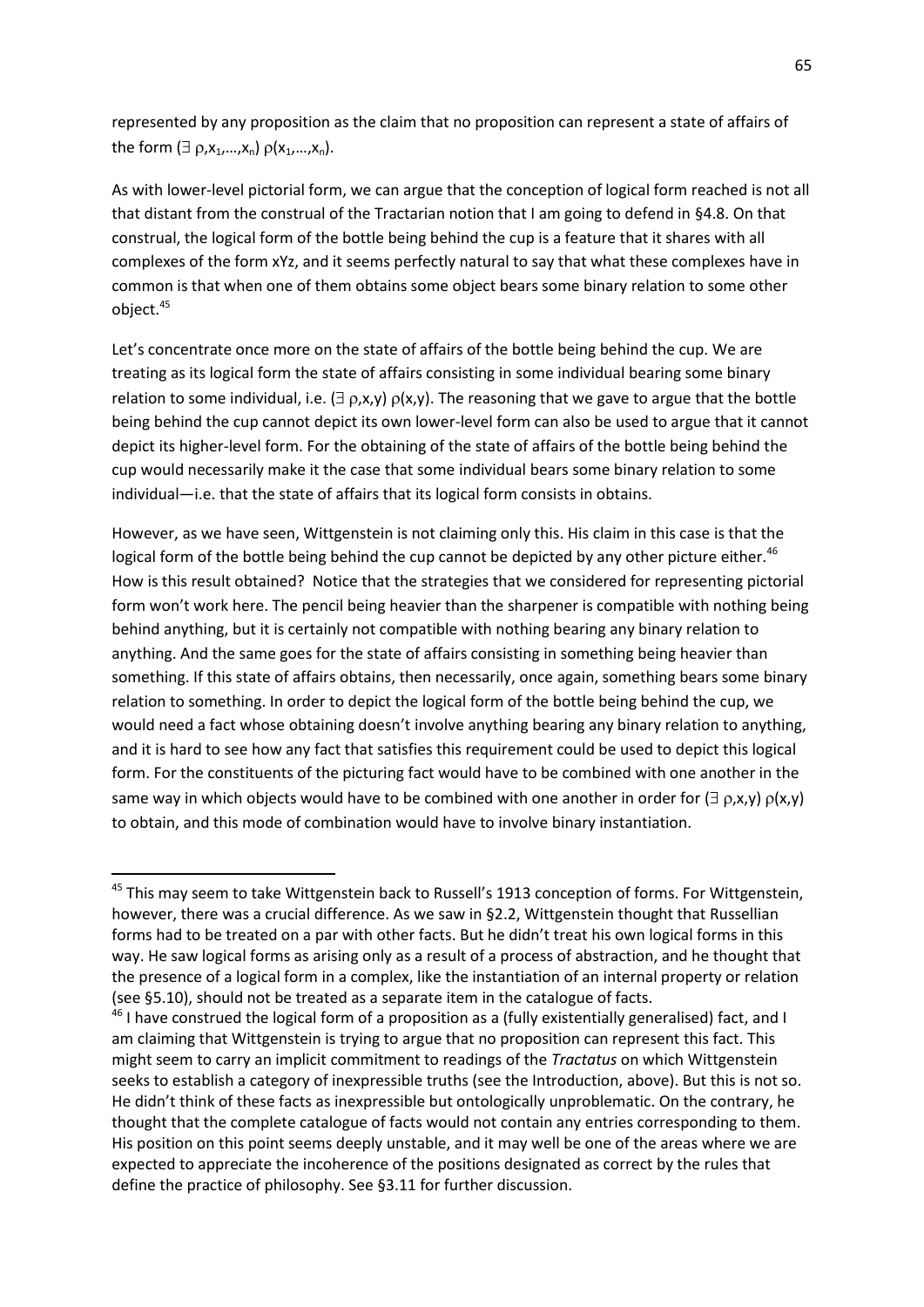represented by any proposition as the claim that no proposition can represent a state of affairs of the form $(\exists\ \rho,x_1,\ldots,x_n)\ \rho(x_1,\ldots,x_n)$.

As with lower-level pictorial form, we can argue that the conception of logical form reached is not all that distant from the construal of the Tractarian notion that I am going to defend in §4.8. On that construal, the logical form of the bottle being behind the cup is a feature that it shares with all complexes of the form xYz, and it seems perfectly natural to say that what these complexes have in common is that when one of them obtains some object bears some binary relation to some other object.[45]

Let's concentrate once more on the state of affairs of the bottle being behind the cup. We are treating as its logical form the state of affairs consisting in some individual bearing some binary relation to some individual, i.e. $(\exists\ \rho,x,y)\ \rho(x,y)$. The reasoning that we gave to argue that the bottle being behind the cup cannot depict its own lower-level form can also be used to argue that it cannot depict its higher-level form. For the obtaining of the state of affairs of the bottle being behind the cup would necessarily make it the case that some individual bears some binary relation to some individual—i.e. that the state of affairs that its logical form consists in obtains.

However, as we have seen, Wittgenstein is not claiming only this. His claim in this case is that the logical form of the bottle being behind the cup cannot be depicted by any other picture either.[46] How is this result obtained? Notice that the strategies that we considered for representing pictorial form won't work here. The pencil being heavier than the sharpener is compatible with nothing being behind anything, but it is certainly not compatible with nothing bearing any binary relation to anything. And the same goes for the state of affairs consisting in something being heavier than something. If this state of affairs obtains, then necessarily, once again, something bears some binary relation to something. In order to depict the logical form of the bottle being behind the cup, we would need a fact whose obtaining doesn't involve anything bearing any binary relation to anything, and it is hard to see how any fact that satisfies this requirement could be used to depict this logical form. For the constituents of the picturing fact would have to be combined with one another in the same way in which objects would have to be combined with one another in order for $(\exists\ \rho,x,y)\ \rho(x,y)$ to obtain, and this mode of combination would have to involve binary instantiation.

---

[45] This may seem to take Wittgenstein back to Russell's 1913 conception of forms. For Wittgenstein, however, there was a crucial difference. As we saw in §2.2, Wittgenstein thought that Russellian forms had to be treated on a par with other facts. But he didn't treat his own logical forms in this way. He saw logical forms as arising only as a result of a process of abstraction, and he thought that the presence of a logical form in a complex, like the instantiation of an internal property or relation (see §5.10), should not be treated as a separate item in the catalogue of facts.

[46] I have construed the logical form of a proposition as a (fully existentially generalised) fact, and I am claiming that Wittgenstein is trying to argue that no proposition can represent this fact. This might seem to carry an implicit commitment to readings of the *Tractatus* on which Wittgenstein seeks to establish a category of inexpressible truths (see the Introduction, above). But this is not so. He didn't think of these facts as inexpressible but ontologically unproblematic. On the contrary, he thought that the complete catalogue of facts would not contain any entries corresponding to them. His position on this point seems deeply unstable, and it may well be one of the areas where we are expected to appreciate the incoherence of the positions designated as correct by the rules that define the practice of philosophy. See §3.11 for further discussion.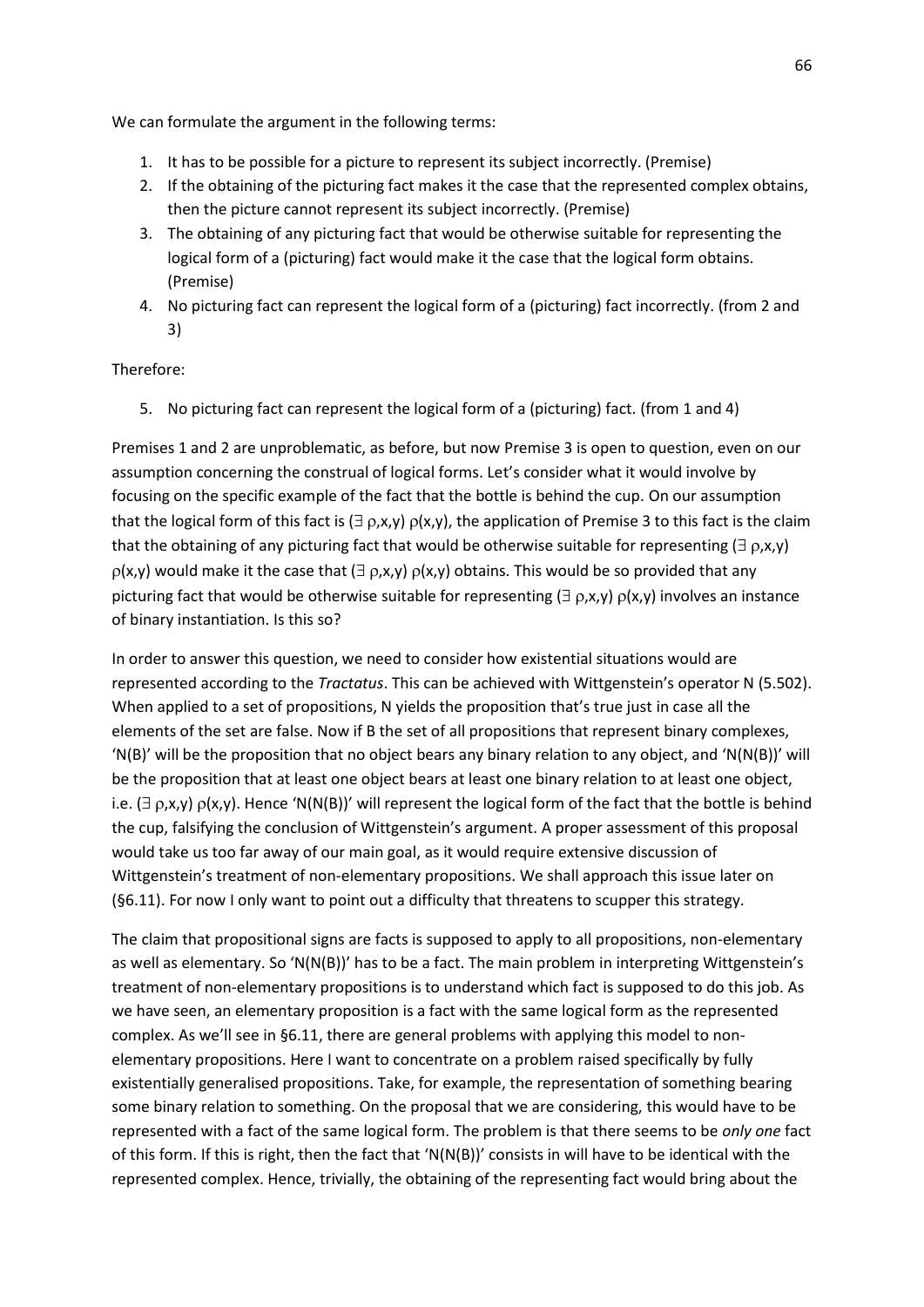We can formulate the argument in the following terms:

1. It has to be possible for a picture to represent its subject incorrectly. (Premise)
2. If the obtaining of the picturing fact makes it the case that the represented complex obtains, then the picture cannot represent its subject incorrectly. (Premise)
3. The obtaining of any picturing fact that would be otherwise suitable for representing the logical form of a (picturing) fact would make it the case that the logical form obtains. (Premise)
4. No picturing fact can represent the logical form of a (picturing) fact incorrectly. (from 2 and 3)

Therefore:

5. No picturing fact can represent the logical form of a (picturing) fact. (from 1 and 4)

Premises 1 and 2 are unproblematic, as before, but now Premise 3 is open to question, even on our assumption concerning the construal of logical forms. Let's consider what it would involve by focusing on the specific example of the fact that the bottle is behind the cup. On our assumption that the logical form of this fact is $(\exists\, \rho,x,y)\ \rho(x,y)$, the application of Premise 3 to this fact is the claim that the obtaining of any picturing fact that would be otherwise suitable for representing $(\exists\, \rho,x,y)$ $\rho(x,y)$ would make it the case that $(\exists\, \rho,x,y)\ \rho(x,y)$ obtains. This would be so provided that any picturing fact that would be otherwise suitable for representing $(\exists\, \rho,x,y)\ \rho(x,y)$ involves an instance of binary instantiation. Is this so?

In order to answer this question, we need to consider how existential situations would are represented according to the *Tractatus*. This can be achieved with Wittgenstein's operator N (5.502). When applied to a set of propositions, N yields the proposition that's true just in case all the elements of the set are false. Now if B the set of all propositions that represent binary complexes, 'N(B)' will be the proposition that no object bears any binary relation to any object, and 'N(N(B))' will be the proposition that at least one object bears at least one binary relation to at least one object, i.e. $(\exists\, \rho,x,y)\ \rho(x,y)$. Hence 'N(N(B))' will represent the logical form of the fact that the bottle is behind the cup, falsifying the conclusion of Wittgenstein's argument. A proper assessment of this proposal would take us too far away of our main goal, as it would require extensive discussion of Wittgenstein's treatment of non-elementary propositions. We shall approach this issue later on (§6.11). For now I only want to point out a difficulty that threatens to scupper this strategy.

The claim that propositional signs are facts is supposed to apply to all propositions, non-elementary as well as elementary. So 'N(N(B))' has to be a fact. The main problem in interpreting Wittgenstein's treatment of non-elementary propositions is to understand which fact is supposed to do this job. As we have seen, an elementary proposition is a fact with the same logical form as the represented complex. As we'll see in §6.11, there are general problems with applying this model to non-elementary propositions. Here I want to concentrate on a problem raised specifically by fully existentially generalised propositions. Take, for example, the representation of something bearing some binary relation to something. On the proposal that we are considering, this would have to be represented with a fact of the same logical form. The problem is that there seems to be *only one* fact of this form. If this is right, then the fact that 'N(N(B))' consists in will have to be identical with the represented complex. Hence, trivially, the obtaining of the representing fact would bring about the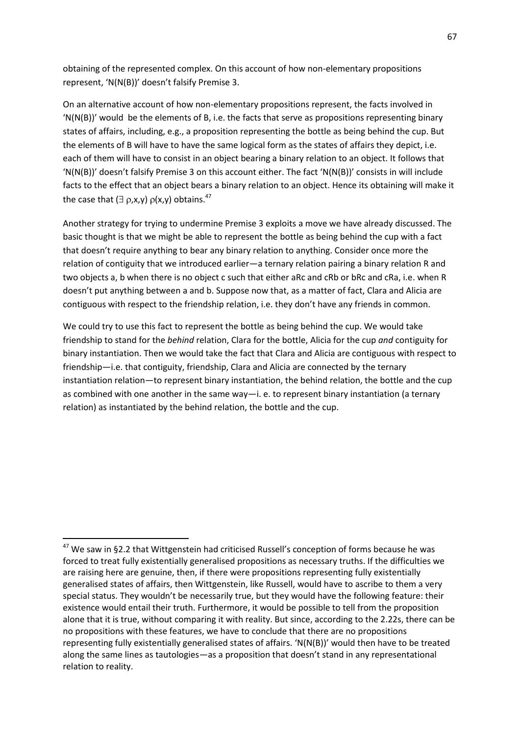obtaining of the represented complex. On this account of how non-elementary propositions represent, 'N(N(B))' doesn't falsify Premise 3.

On an alternative account of how non-elementary propositions represent, the facts involved in 'N(N(B))' would be the elements of B, i.e. the facts that serve as propositions representing binary states of affairs, including, e.g., a proposition representing the bottle as being behind the cup. But the elements of B will have to have the same logical form as the states of affairs they depict, i.e. each of them will have to consist in an object bearing a binary relation to an object. It follows that 'N(N(B))' doesn't falsify Premise 3 on this account either. The fact 'N(N(B))' consists in will include facts to the effect that an object bears a binary relation to an object. Hence its obtaining will make it the case that $(\exists\ \rho,x,y)\ \rho(x,y)$ obtains.[47]

Another strategy for trying to undermine Premise 3 exploits a move we have already discussed. The basic thought is that we might be able to represent the bottle as being behind the cup with a fact that doesn't require anything to bear any binary relation to anything. Consider once more the relation of contiguity that we introduced earlier—a ternary relation pairing a binary relation R and two objects a, b when there is no object c such that either aRc and cRb or bRc and cRa, i.e. when R doesn't put anything between a and b. Suppose now that, as a matter of fact, Clara and Alicia are contiguous with respect to the friendship relation, i.e. they don't have any friends in common.

We could try to use this fact to represent the bottle as being behind the cup. We would take friendship to stand for the *behind* relation, Clara for the bottle, Alicia for the cup *and* contiguity for binary instantiation. Then we would take the fact that Clara and Alicia are contiguous with respect to friendship—i.e. that contiguity, friendship, Clara and Alicia are connected by the ternary instantiation relation—to represent binary instantiation, the behind relation, the bottle and the cup as combined with one another in the same way—i. e. to represent binary instantiation (a ternary relation) as instantiated by the behind relation, the bottle and the cup.

---

[47] We saw in §2.2 that Wittgenstein had criticised Russell's conception of forms because he was forced to treat fully existentially generalised propositions as necessary truths. If the difficulties we are raising here are genuine, then, if there were propositions representing fully existentially generalised states of affairs, then Wittgenstein, like Russell, would have to ascribe to them a very special status. They wouldn't be necessarily true, but they would have the following feature: their existence would entail their truth. Furthermore, it would be possible to tell from the proposition alone that it is true, without comparing it with reality. But since, according to the 2.22s, there can be no propositions with these features, we have to conclude that there are no propositions representing fully existentially generalised states of affairs. 'N(N(B))' would then have to be treated along the same lines as tautologies—as a proposition that doesn't stand in any representational relation to reality.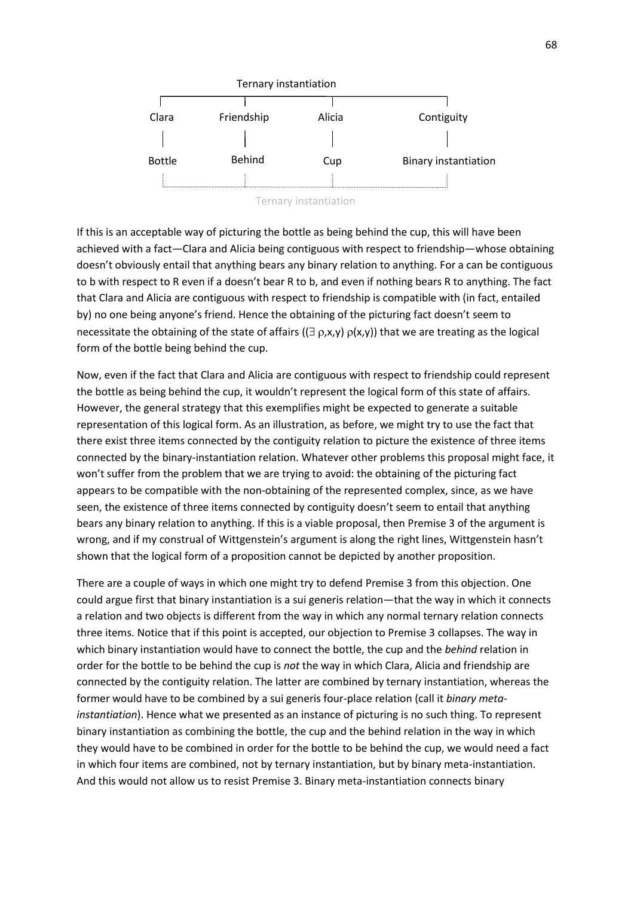Ternary instantiation

Clara Friendship Alicia Contiguity

Bottle Behind Cup Binary instantiation

Ternary instantiation

If this is an acceptable way of picturing the bottle as being behind the cup, this will have been achieved with a fact—Clara and Alicia being contiguous with respect to friendship—whose obtaining doesn't obviously entail that anything bears any binary relation to anything. For a can be contiguous to b with respect to R even if a doesn't bear R to b, and even if nothing bears R to anything. The fact that Clara and Alicia are contiguous with respect to friendship is compatible with (in fact, entailed by) no one being anyone's friend. Hence the obtaining of the picturing fact doesn't seem to necessitate the obtaining of the state of affairs ($(\exists\ \rho,x,y)\ \rho(x,y)$) that we are treating as the logical form of the bottle being behind the cup.

Now, even if the fact that Clara and Alicia are contiguous with respect to friendship could represent the bottle as being behind the cup, it wouldn't represent the logical form of this state of affairs. However, the general strategy that this exemplifies might be expected to generate a suitable representation of this logical form. As an illustration, as before, we might try to use the fact that there exist three items connected by the contiguity relation to picture the existence of three items connected by the binary-instantiation relation. Whatever other problems this proposal might face, it won't suffer from the problem that we are trying to avoid: the obtaining of the picturing fact appears to be compatible with the non-obtaining of the represented complex, since, as we have seen, the existence of three items connected by contiguity doesn't seem to entail that anything bears any binary relation to anything. If this is a viable proposal, then Premise 3 of the argument is wrong, and if my construal of Wittgenstein's argument is along the right lines, Wittgenstein hasn't shown that the logical form of a proposition cannot be depicted by another proposition.

There are a couple of ways in which one might try to defend Premise 3 from this objection. One could argue first that binary instantiation is a sui generis relation—that the way in which it connects a relation and two objects is different from the way in which any normal ternary relation connects three items. Notice that if this point is accepted, our objection to Premise 3 collapses. The way in which binary instantiation would have to connect the bottle, the cup and the *behind* relation in order for the bottle to be behind the cup is *not* the way in which Clara, Alicia and friendship are connected by the contiguity relation. The latter are combined by ternary instantiation, whereas the former would have to be combined by a sui generis four-place relation (call it *binary meta-instantiation*). Hence what we presented as an instance of picturing is no such thing. To represent binary instantiation as combining the bottle, the cup and the behind relation in the way in which they would have to be combined in order for the bottle to be behind the cup, we would need a fact in which four items are combined, not by ternary instantiation, but by binary meta-instantiation. And this would not allow us to resist Premise 3. Binary meta-instantiation connects binary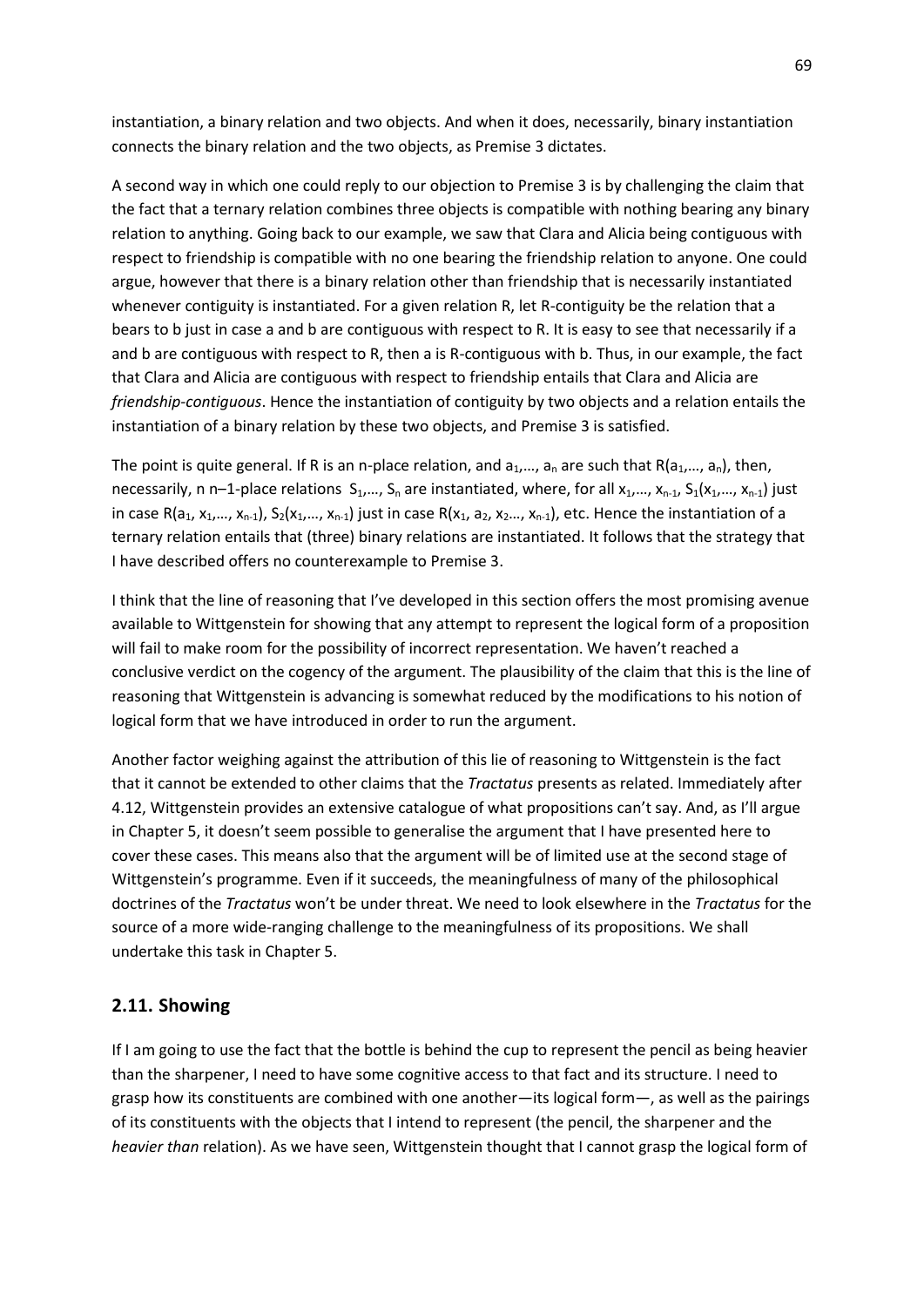instantiation, a binary relation and two objects. And when it does, necessarily, binary instantiation connects the binary relation and the two objects, as Premise 3 dictates.

A second way in which one could reply to our objection to Premise 3 is by challenging the claim that the fact that a ternary relation combines three objects is compatible with nothing bearing any binary relation to anything. Going back to our example, we saw that Clara and Alicia being contiguous with respect to friendship is compatible with no one bearing the friendship relation to anyone. One could argue, however that there is a binary relation other than friendship that is necessarily instantiated whenever contiguity is instantiated. For a given relation R, let R-contiguity be the relation that a bears to b just in case a and b are contiguous with respect to R. It is easy to see that necessarily if a and b are contiguous with respect to R, then a is R-contiguous with b. Thus, in our example, the fact that Clara and Alicia are contiguous with respect to friendship entails that Clara and Alicia are *friendship-contiguous*. Hence the instantiation of contiguity by two objects and a relation entails the instantiation of a binary relation by these two objects, and Premise 3 is satisfied.

The point is quite general. If R is an n-place relation, and $a_1,\ldots, a_n$ are such that $R(a_1,\ldots, a_n)$, then, necessarily, n n–1-place relations $S_1,\ldots, S_n$ are instantiated, where, for all $x_1,\ldots, x_{n-1}$, $S_1(x_1,\ldots, x_{n-1})$ just in case $R(a_1, x_1,\ldots, x_{n-1})$, $S_2(x_1,\ldots, x_{n-1})$ just in case $R(x_1, a_2, x_2\ldots, x_{n-1})$, etc. Hence the instantiation of a ternary relation entails that (three) binary relations are instantiated. It follows that the strategy that I have described offers no counterexample to Premise 3.

I think that the line of reasoning that I've developed in this section offers the most promising avenue available to Wittgenstein for showing that any attempt to represent the logical form of a proposition will fail to make room for the possibility of incorrect representation. We haven't reached a conclusive verdict on the cogency of the argument. The plausibility of the claim that this is the line of reasoning that Wittgenstein is advancing is somewhat reduced by the modifications to his notion of logical form that we have introduced in order to run the argument.

Another factor weighing against the attribution of this lie of reasoning to Wittgenstein is the fact that it cannot be extended to other claims that the *Tractatus* presents as related. Immediately after 4.12, Wittgenstein provides an extensive catalogue of what propositions can't say. And, as I'll argue in Chapter 5, it doesn't seem possible to generalise the argument that I have presented here to cover these cases. This means also that the argument will be of limited use at the second stage of Wittgenstein's programme. Even if it succeeds, the meaningfulness of many of the philosophical doctrines of the *Tractatus* won't be under threat. We need to look elsewhere in the *Tractatus* for the source of a more wide-ranging challenge to the meaningfulness of its propositions. We shall undertake this task in Chapter 5.

## 2.11. Showing

If I am going to use the fact that the bottle is behind the cup to represent the pencil as being heavier than the sharpener, I need to have some cognitive access to that fact and its structure. I need to grasp how its constituents are combined with one another—its logical form—, as well as the pairings of its constituents with the objects that I intend to represent (the pencil, the sharpener and the *heavier than* relation). As we have seen, Wittgenstein thought that I cannot grasp the logical form of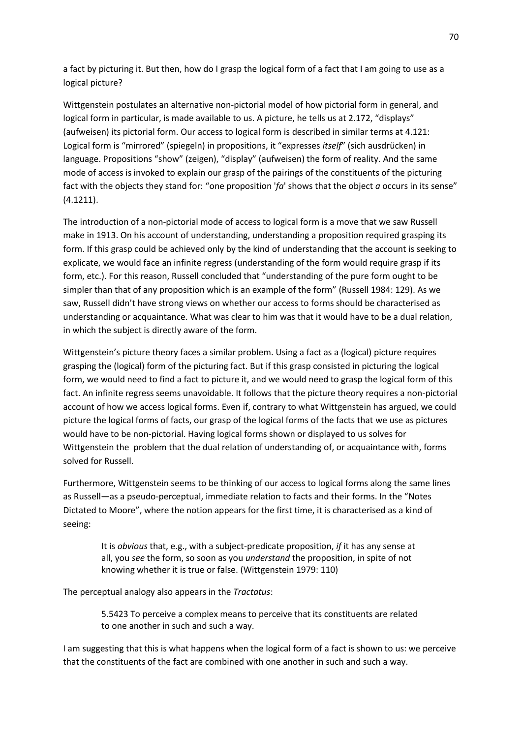a fact by picturing it. But then, how do I grasp the logical form of a fact that I am going to use as a logical picture?

Wittgenstein postulates an alternative non-pictorial model of how pictorial form in general, and logical form in particular, is made available to us. A picture, he tells us at 2.172, "displays" (aufweisen) its pictorial form. Our access to logical form is described in similar terms at 4.121: Logical form is "mirrored" (spiegeln) in propositions, it "expresses *itself*" (sich ausdrücken) in language. Propositions "show" (zeigen), "display" (aufweisen) the form of reality. And the same mode of access is invoked to explain our grasp of the pairings of the constituents of the picturing fact with the objects they stand for: "one proposition '*fa*' shows that the object *a* occurs in its sense" (4.1211).

The introduction of a non-pictorial mode of access to logical form is a move that we saw Russell make in 1913. On his account of understanding, understanding a proposition required grasping its form. If this grasp could be achieved only by the kind of understanding that the account is seeking to explicate, we would face an infinite regress (understanding of the form would require grasp if its form, etc.). For this reason, Russell concluded that "understanding of the pure form ought to be simpler than that of any proposition which is an example of the form" (Russell 1984: 129). As we saw, Russell didn't have strong views on whether our access to forms should be characterised as understanding or acquaintance. What was clear to him was that it would have to be a dual relation, in which the subject is directly aware of the form.

Wittgenstein's picture theory faces a similar problem. Using a fact as a (logical) picture requires grasping the (logical) form of the picturing fact. But if this grasp consisted in picturing the logical form, we would need to find a fact to picture it, and we would need to grasp the logical form of this fact. An infinite regress seems unavoidable. It follows that the picture theory requires a non-pictorial account of how we access logical forms. Even if, contrary to what Wittgenstein has argued, we could picture the logical forms of facts, our grasp of the logical forms of the facts that we use as pictures would have to be non-pictorial. Having logical forms shown or displayed to us solves for Wittgenstein the problem that the dual relation of understanding of, or acquaintance with, forms solved for Russell.

Furthermore, Wittgenstein seems to be thinking of our access to logical forms along the same lines as Russell—as a pseudo-perceptual, immediate relation to facts and their forms. In the "Notes Dictated to Moore", where the notion appears for the first time, it is characterised as a kind of seeing:

> It is *obvious* that, e.g., with a subject-predicate proposition, *if* it has any sense at all, you *see* the form, so soon as you *understand* the proposition, in spite of not knowing whether it is true or false. (Wittgenstein 1979: 110)

The perceptual analogy also appears in the *Tractatus*:

> 5.5423 To perceive a complex means to perceive that its constituents are related to one another in such and such a way.

I am suggesting that this is what happens when the logical form of a fact is shown to us: we perceive that the constituents of the fact are combined with one another in such and such a way.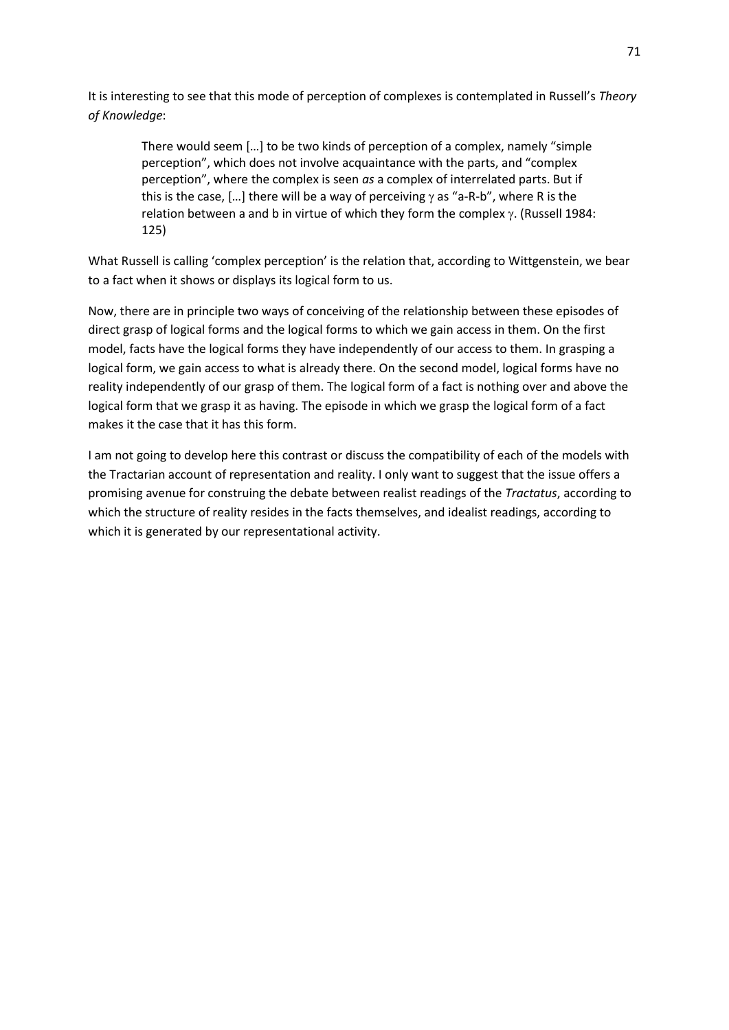It is interesting to see that this mode of perception of complexes is contemplated in Russell's *Theory of Knowledge*:

> There would seem […] to be two kinds of perception of a complex, namely "simple perception", which does not involve acquaintance with the parts, and "complex perception", where the complex is seen *as* a complex of interrelated parts. But if this is the case, […] there will be a way of perceiving $\gamma$ as "a-R-b", where R is the relation between a and b in virtue of which they form the complex $\gamma$. (Russell 1984: 125)

What Russell is calling 'complex perception' is the relation that, according to Wittgenstein, we bear to a fact when it shows or displays its logical form to us.

Now, there are in principle two ways of conceiving of the relationship between these episodes of direct grasp of logical forms and the logical forms to which we gain access in them. On the first model, facts have the logical forms they have independently of our access to them. In grasping a logical form, we gain access to what is already there. On the second model, logical forms have no reality independently of our grasp of them. The logical form of a fact is nothing over and above the logical form that we grasp it as having. The episode in which we grasp the logical form of a fact makes it the case that it has this form.

I am not going to develop here this contrast or discuss the compatibility of each of the models with the Tractarian account of representation and reality. I only want to suggest that the issue offers a promising avenue for construing the debate between realist readings of the *Tractatus*, according to which the structure of reality resides in the facts themselves, and idealist readings, according to which it is generated by our representational activity.